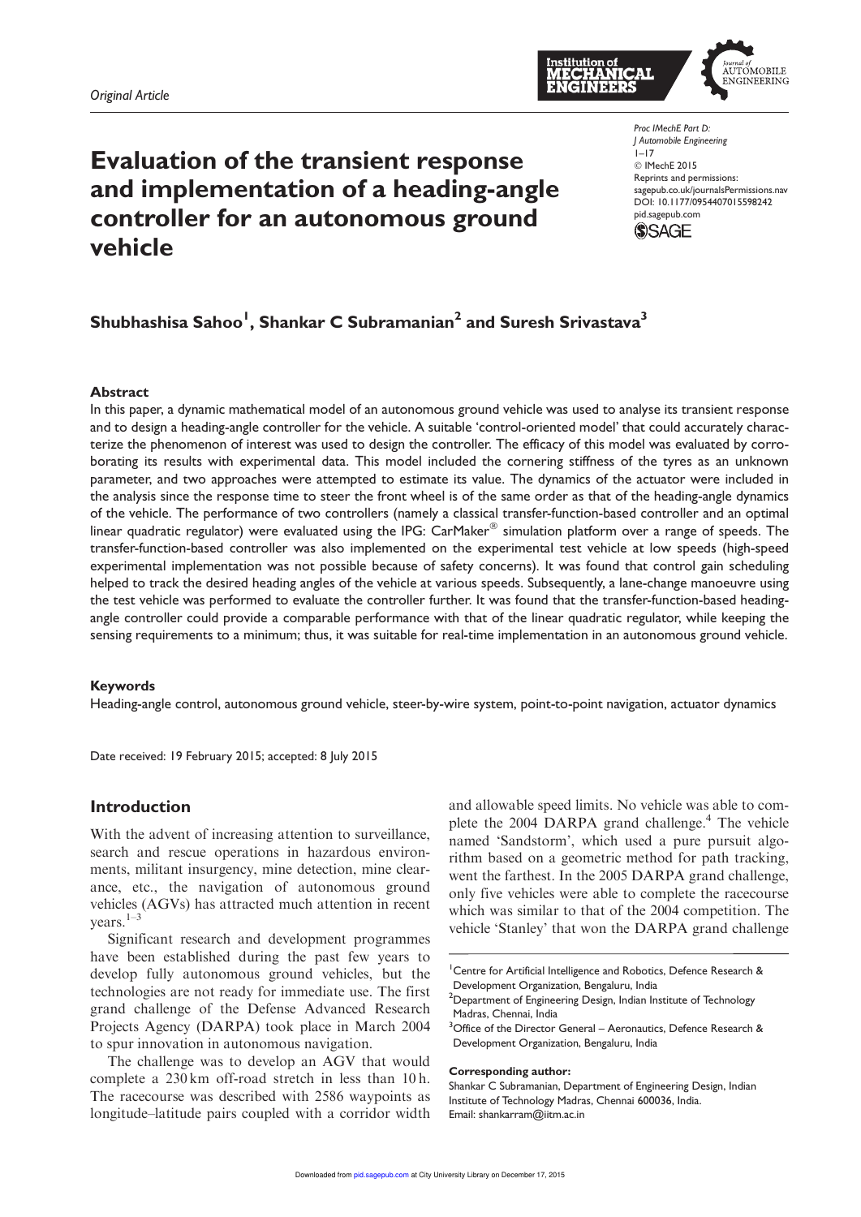Original Article

# Evaluation of the transient response and implementation of a heading-angle controller for an autonomous ground vehicle

Shubhashisa Sahoo[1], Shankar C Subramanian[2] and Suresh Srivastava[3]

## Abstract

In this paper, a dynamic mathematical model of an autonomous ground vehicle was used to analyse its transient response and to design a heading-angle controller for the vehicle. A suitable 'control-oriented model' that could accurately characterize the phenomenon of interest was used to design the controller. The efficacy of this model was evaluated by corroborating its results with experimental data. This model included the cornering stiffness of the tyres as an unknown parameter, and two approaches were attempted to estimate its value. The dynamics of the actuator were included in the analysis since the response time to steer the front wheel is of the same order as that of the heading-angle dynamics of the vehicle. The performance of two controllers (namely a classical transfer-function-based controller and an optimal linear quadratic regulator) were evaluated using the IPG: CarMaker® simulation platform over a range of speeds. The transfer-function-based controller was also implemented on the experimental test vehicle at low speeds (high-speed experimental implementation was not possible because of safety concerns). It was found that control gain scheduling helped to track the desired heading angles of the vehicle at various speeds. Subsequently, a lane-change manoeuvre using the test vehicle was performed to evaluate the controller further. It was found that the transfer-function-based heading-angle controller could provide a comparable performance with that of the linear quadratic regulator, while keeping the sensing requirements to a minimum; thus, it was suitable for real-time implementation in an autonomous ground vehicle.

### Keywords

Heading-angle control, autonomous ground vehicle, steer-by-wire system, point-to-point navigation, actuator dynamics

Date received: 19 February 2015; accepted: 8 July 2015

## Introduction

With the advent of increasing attention to surveillance, search and rescue operations in hazardous environments, militant insurgency, mine detection, mine clearance, etc., the navigation of autonomous ground vehicles (AGVs) has attracted much attention in recent years.[1–3]

Significant research and development programmes have been established during the past few years to develop fully autonomous ground vehicles, but the technologies are not ready for immediate use. The first grand challenge of the Defense Advanced Research Projects Agency (DARPA) took place in March 2004 to spur innovation in autonomous navigation.

The challenge was to develop an AGV that would complete a 230 km off-road stretch in less than 10 h. The racecourse was described with 2586 waypoints as longitude–latitude pairs coupled with a corridor width and allowable speed limits. No vehicle was able to complete the 2004 DARPA grand challenge.[4] The vehicle named 'Sandstorm', which used a pure pursuit algorithm based on a geometric method for path tracking, went the farthest. In the 2005 DARPA grand challenge, only five vehicles were able to complete the racecourse which was similar to that of the 2004 competition. The vehicle 'Stanley' that won the DARPA grand challenge

[1]Centre for Artificial Intelligence and Robotics, Defence Research & Development Organization, Bengaluru, India
[2]Department of Engineering Design, Indian Institute of Technology Madras, Chennai, India
[3]Office of the Director General – Aeronautics, Defence Research & Development Organization, Bengaluru, India

**Corresponding author:**
Shankar C Subramanian, Department of Engineering Design, Indian Institute of Technology Madras, Chennai 600036, India.
Email: shankarram@iitm.ac.in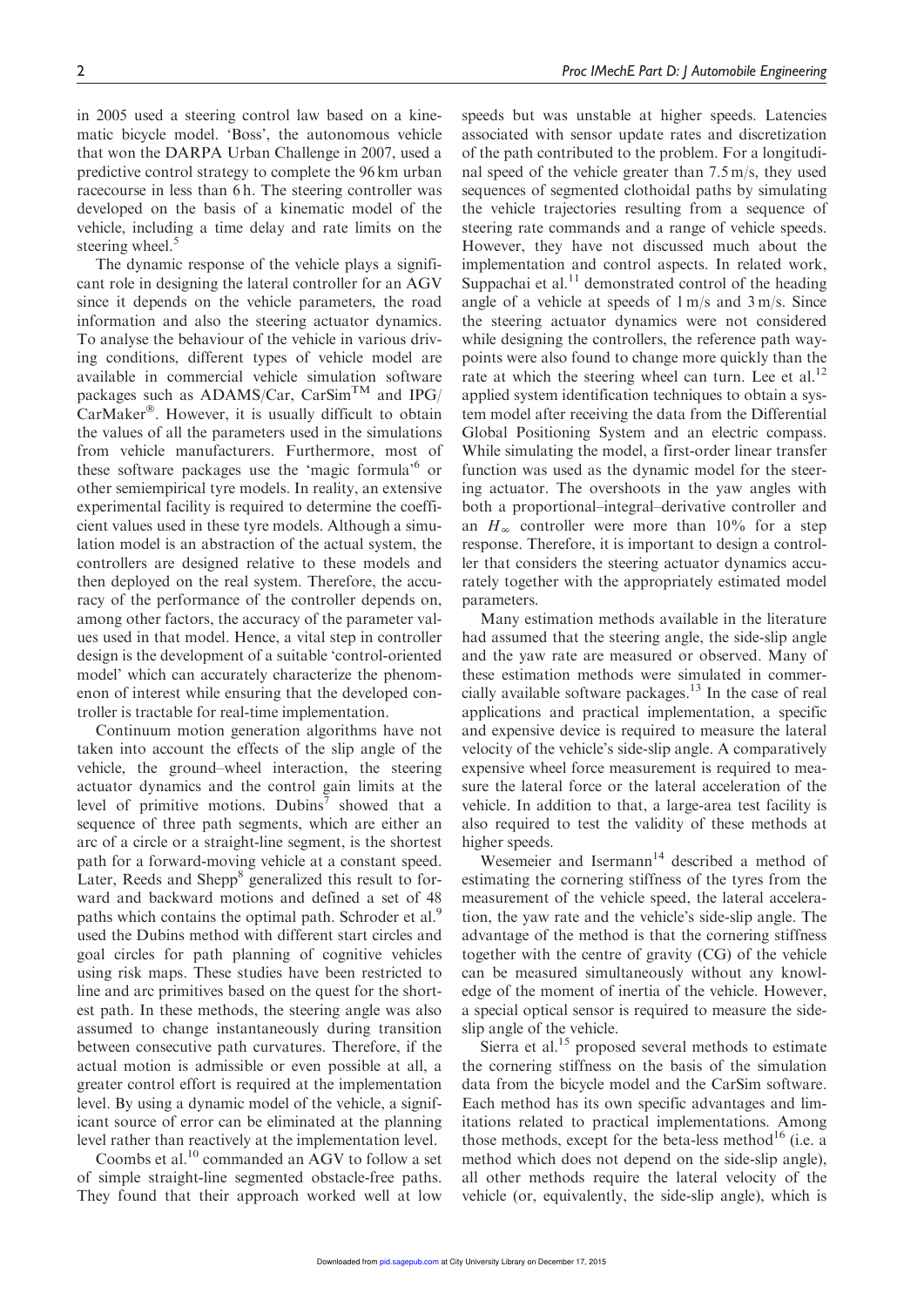in 2005 used a steering control law based on a kinematic bicycle model. 'Boss', the autonomous vehicle that won the DARPA Urban Challenge in 2007, used a predictive control strategy to complete the 96 km urban racecourse in less than 6 h. The steering controller was developed on the basis of a kinematic model of the vehicle, including a time delay and rate limits on the steering wheel.[5]

The dynamic response of the vehicle plays a significant role in designing the lateral controller for an AGV since it depends on the vehicle parameters, the road information and also the steering actuator dynamics. To analyse the behaviour of the vehicle in various driving conditions, different types of vehicle model are available in commercial vehicle simulation software packages such as ADAMS/Car, CarSim™ and IPG/CarMaker®. However, it is usually difficult to obtain the values of all the parameters used in the simulations from vehicle manufacturers. Furthermore, most of these software packages use the 'magic formula'[6] or other semiempirical tyre models. In reality, an extensive experimental facility is required to determine the coefficient values used in these tyre models. Although a simulation model is an abstraction of the actual system, the controllers are designed relative to these models and then deployed on the real system. Therefore, the accuracy of the performance of the controller depends on, among other factors, the accuracy of the parameter values used in that model. Hence, a vital step in controller design is the development of a suitable 'control-oriented model' which can accurately characterize the phenomenon of interest while ensuring that the developed controller is tractable for real-time implementation.

Continuum motion generation algorithms have not taken into account the effects of the slip angle of the vehicle, the ground–wheel interaction, the steering actuator dynamics and the control gain limits at the level of primitive motions. Dubins[7] showed that a sequence of three path segments, which are either an arc of a circle or a straight-line segment, is the shortest path for a forward-moving vehicle at a constant speed. Later, Reeds and Shepp[8] generalized this result to forward and backward motions and defined a set of 48 paths which contains the optimal path. Schroder et al.[9] used the Dubins method with different start circles and goal circles for path planning of cognitive vehicles using risk maps. These studies have been restricted to line and arc primitives based on the quest for the shortest path. In these methods, the steering angle was also assumed to change instantaneously during transition between consecutive path curvatures. Therefore, if the actual motion is admissible or even possible at all, a greater control effort is required at the implementation level. By using a dynamic model of the vehicle, a significant source of error can be eliminated at the planning level rather than reactively at the implementation level.

Coombs et al.[10] commanded an AGV to follow a set of simple straight-line segmented obstacle-free paths. They found that their approach worked well at low speeds but was unstable at higher speeds. Latencies associated with sensor update rates and discretization of the path contributed to the problem. For a longitudinal speed of the vehicle greater than 7.5 m/s, they used sequences of segmented clothoidal paths by simulating the vehicle trajectories resulting from a sequence of steering rate commands and a range of vehicle speeds. However, they have not discussed much about the implementation and control aspects. In related work, Suppachai et al.[11] demonstrated control of the heading angle of a vehicle at speeds of 1 m/s and 3 m/s. Since the steering actuator dynamics were not considered while designing the controllers, the reference path waypoints were also found to change more quickly than the rate at which the steering wheel can turn. Lee et al.[12] applied system identification techniques to obtain a system model after receiving the data from the Differential Global Positioning System and an electric compass. While simulating the model, a first-order linear transfer function was used as the dynamic model for the steering actuator. The overshoots in the yaw angles with both a proportional–integral–derivative controller and an $H_\infty$ controller were more than 10% for a step response. Therefore, it is important to design a controller that considers the steering actuator dynamics accurately together with the appropriately estimated model parameters.

Many estimation methods available in the literature had assumed that the steering angle, the side-slip angle and the yaw rate are measured or observed. Many of these estimation methods were simulated in commercially available software packages.[13] In the case of real applications and practical implementation, a specific and expensive device is required to measure the lateral velocity of the vehicle's side-slip angle. A comparatively expensive wheel force measurement is required to measure the lateral force or the lateral acceleration of the vehicle. In addition to that, a large-area test facility is also required to test the validity of these methods at higher speeds.

Wesemeier and Isermann[14] described a method of estimating the cornering stiffness of the tyres from the measurement of the vehicle speed, the lateral acceleration, the yaw rate and the vehicle's side-slip angle. The advantage of the method is that the cornering stiffness together with the centre of gravity (CG) of the vehicle can be measured simultaneously without any knowledge of the moment of inertia of the vehicle. However, a special optical sensor is required to measure the side-slip angle of the vehicle.

Sierra et al.[15] proposed several methods to estimate the cornering stiffness on the basis of the simulation data from the bicycle model and the CarSim software. Each method has its own specific advantages and limitations related to practical implementations. Among those methods, except for the beta-less method[16] (i.e. a method which does not depend on the side-slip angle), all other methods require the lateral velocity of the vehicle (or, equivalently, the side-slip angle), which is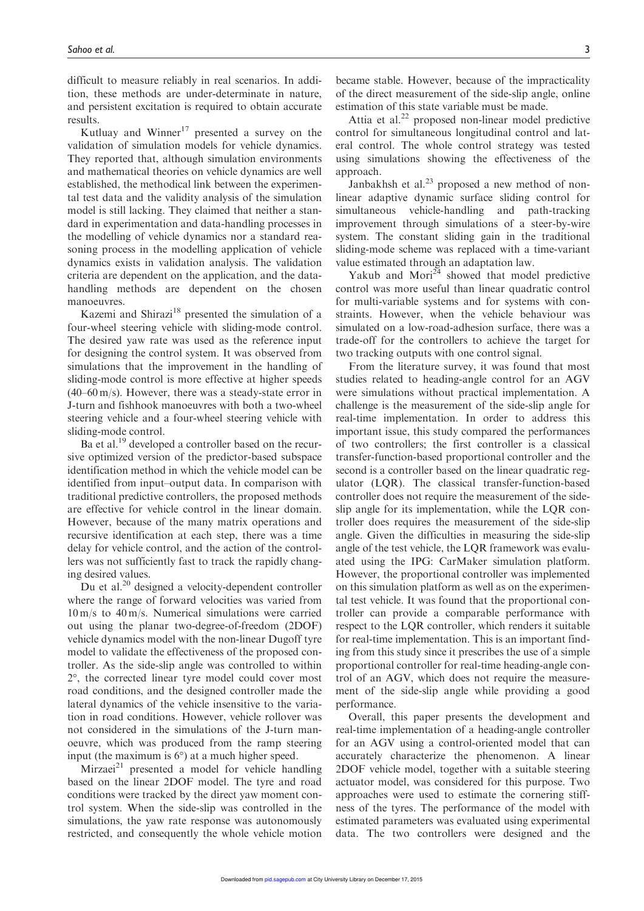difficult to measure reliably in real scenarios. In addition, these methods are under-determinate in nature, and persistent excitation is required to obtain accurate results.

Kutluay and Winner[17] presented a survey on the validation of simulation models for vehicle dynamics. They reported that, although simulation environments and mathematical theories on vehicle dynamics are well established, the methodical link between the experimental test data and the validity analysis of the simulation model is still lacking. They claimed that neither a standard in experimentation and data-handling processes in the modelling of vehicle dynamics nor a standard reasoning process in the modelling application of vehicle dynamics exists in validation analysis. The validation criteria are dependent on the application, and the data-handling methods are dependent on the chosen manoeuvres.

Kazemi and Shirazi[18] presented the simulation of a four-wheel steering vehicle with sliding-mode control. The desired yaw rate was used as the reference input for designing the control system. It was observed from simulations that the improvement in the handling of sliding-mode control is more effective at higher speeds (40–60 m/s). However, there was a steady-state error in J-turn and fishhook manoeuvres with both a two-wheel steering vehicle and a four-wheel steering vehicle with sliding-mode control.

Ba et al.[19] developed a controller based on the recursive optimized version of the predictor-based subspace identification method in which the vehicle model can be identified from input–output data. In comparison with traditional predictive controllers, the proposed methods are effective for vehicle control in the linear domain. However, because of the many matrix operations and recursive identification at each step, there was a time delay for vehicle control, and the action of the controllers was not sufficiently fast to track the rapidly changing desired values.

Du et al.[20] designed a velocity-dependent controller where the range of forward velocities was varied from 10 m/s to 40 m/s. Numerical simulations were carried out using the planar two-degree-of-freedom (2DOF) vehicle dynamics model with the non-linear Dugoff tyre model to validate the effectiveness of the proposed controller. As the side-slip angle was controlled to within $2^\circ$, the corrected linear tyre model could cover most road conditions, and the designed controller made the lateral dynamics of the vehicle insensitive to the variation in road conditions. However, vehicle rollover was not considered in the simulations of the J-turn manoeuvre, which was produced from the ramp steering input (the maximum is $6^\circ$) at a much higher speed.

Mirzaei[21] presented a model for vehicle handling based on the linear 2DOF model. The tyre and road conditions were tracked by the direct yaw moment control system. When the side-slip was controlled in the simulations, the yaw rate response was autonomously restricted, and consequently the whole vehicle motion became stable. However, because of the impracticality of the direct measurement of the side-slip angle, online estimation of this state variable must be made.

Attia et al.[22] proposed non-linear model predictive control for simultaneous longitudinal control and lateral control. The whole control strategy was tested using simulations showing the effectiveness of the approach.

Janbakhsh et al.[23] proposed a new method of non-linear adaptive dynamic surface sliding control for simultaneous vehicle-handling and path-tracking improvement through simulations of a steer-by-wire system. The constant sliding gain in the traditional sliding-mode scheme was replaced with a time-variant value estimated through an adaptation law.

Yakub and Mori[24] showed that model predictive control was more useful than linear quadratic control for multi-variable systems and for systems with constraints. However, when the vehicle behaviour was simulated on a low-road-adhesion surface, there was a trade-off for the controllers to achieve the target for two tracking outputs with one control signal.

From the literature survey, it was found that most studies related to heading-angle control for an AGV were simulations without practical implementation. A challenge is the measurement of the side-slip angle for real-time implementation. In order to address this important issue, this study compared the performances of two controllers; the first controller is a classical transfer-function-based proportional controller and the second is a controller based on the linear quadratic regulator (LQR). The classical transfer-function-based controller does not require the measurement of the side-slip angle for its implementation, while the LQR controller does requires the measurement of the side-slip angle. Given the difficulties in measuring the side-slip angle of the test vehicle, the LQR framework was evaluated using the IPG: CarMaker simulation platform. However, the proportional controller was implemented on this simulation platform as well as on the experimental test vehicle. It was found that the proportional controller can provide a comparable performance with respect to the LQR controller, which renders it suitable for real-time implementation. This is an important finding from this study since it prescribes the use of a simple proportional controller for real-time heading-angle control of an AGV, which does not require the measurement of the side-slip angle while providing a good performance.

Overall, this paper presents the development and real-time implementation of a heading-angle controller for an AGV using a control-oriented model that can accurately characterize the phenomenon. A linear 2DOF vehicle model, together with a suitable steering actuator model, was considered for this purpose. Two approaches were used to estimate the cornering stiffness of the tyres. The performance of the model with estimated parameters was evaluated using experimental data. The two controllers were designed and the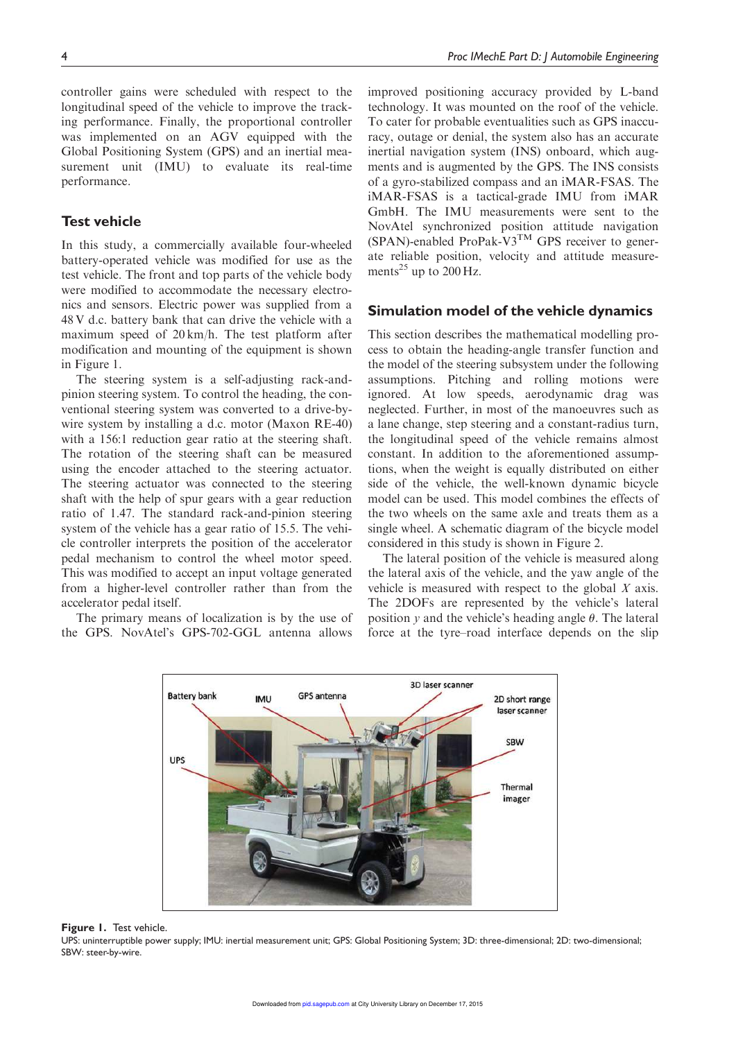controller gains were scheduled with respect to the longitudinal speed of the vehicle to improve the tracking performance. Finally, the proportional controller was implemented on an AGV equipped with the Global Positioning System (GPS) and an inertial measurement unit (IMU) to evaluate its real-time performance.

## Test vehicle

In this study, a commercially available four-wheeled battery-operated vehicle was modified for use as the test vehicle. The front and top parts of the vehicle body were modified to accommodate the necessary electronics and sensors. Electric power was supplied from a 48 V d.c. battery bank that can drive the vehicle with a maximum speed of 20 km/h. The test platform after modification and mounting of the equipment is shown in Figure 1.

The steering system is a self-adjusting rack-and-pinion steering system. To control the heading, the conventional steering system was converted to a drive-by-wire system by installing a d.c. motor (Maxon RE-40) with a 156:1 reduction gear ratio at the steering shaft. The rotation of the steering shaft can be measured using the encoder attached to the steering actuator. The steering actuator was connected to the steering shaft with the help of spur gears with a gear reduction ratio of 1.47. The standard rack-and-pinion steering system of the vehicle has a gear ratio of 15.5. The vehicle controller interprets the position of the accelerator pedal mechanism to control the wheel motor speed. This was modified to accept an input voltage generated from a higher-level controller rather than from the accelerator pedal itself.

The primary means of localization is by the use of the GPS. NovAtel's GPS-702-GGL antenna allows improved positioning accuracy provided by L-band technology. It was mounted on the roof of the vehicle. To cater for probable eventualities such as GPS inaccuracy, outage or denial, the system also has an accurate inertial navigation system (INS) onboard, which augments and is augmented by the GPS. The INS consists of a gyro-stabilized compass and an iMAR-FSAS. The iMAR-FSAS is a tactical-grade IMU from iMAR GmbH. The IMU measurements were sent to the NovAtel synchronized position attitude navigation (SPAN)-enabled ProPak-V3™ GPS receiver to generate reliable position, velocity and attitude measurements[25] up to 200 Hz.

## Simulation model of the vehicle dynamics

This section describes the mathematical modelling process to obtain the heading-angle transfer function and the model of the steering subsystem under the following assumptions. Pitching and rolling motions were ignored. At low speeds, aerodynamic drag was neglected. Further, in most of the manoeuvres such as a lane change, step steering and a constant-radius turn, the longitudinal speed of the vehicle remains almost constant. In addition to the aforementioned assumptions, when the weight is equally distributed on either side of the vehicle, the well-known dynamic bicycle model can be used. This model combines the effects of the two wheels on the same axle and treats them as a single wheel. A schematic diagram of the bicycle model considered in this study is shown in Figure 2.

The lateral position of the vehicle is measured along the lateral axis of the vehicle, and the yaw angle of the vehicle is measured with respect to the global $X$ axis. The 2DOFs are represented by the vehicle's lateral position $y$ and the vehicle's heading angle $\theta$. The lateral force at the tyre–road interface depends on the slip

**Figure 1.** Test vehicle.
UPS: uninterruptible power supply; IMU: inertial measurement unit; GPS: Global Positioning System; 3D: three-dimensional; 2D: two-dimensional; SBW: steer-by-wire.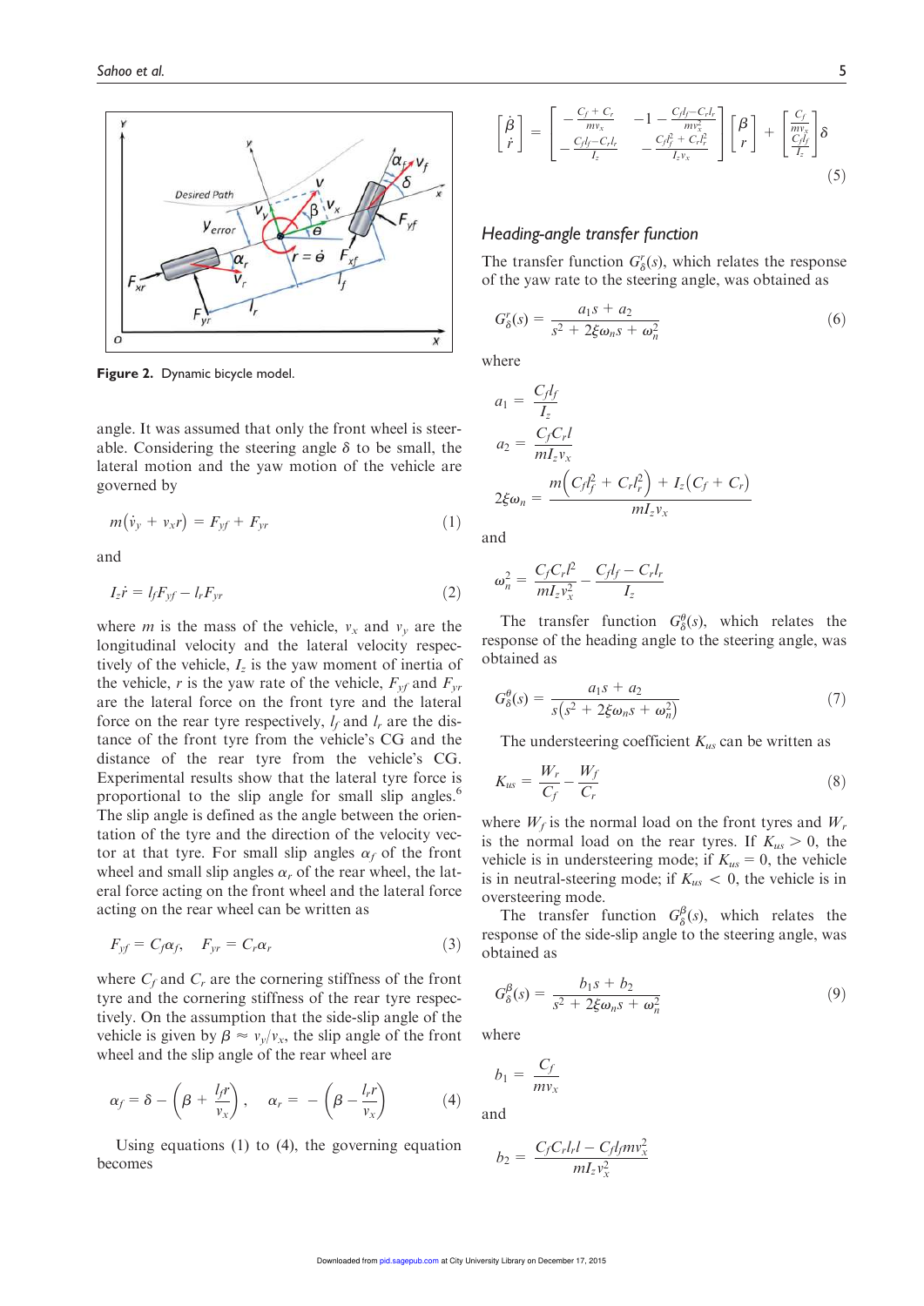Figure 2. Dynamic bicycle model.

angle. It was assumed that only the front wheel is steerable. Considering the steering angle $\delta$ to be small, the lateral motion and the yaw motion of the vehicle are governed by

$$m(\dot{v}_y + v_x r) = F_{yf} + F_{yr} \tag{1}$$

and

$$I_z \dot{r} = l_f F_{yf} - l_r F_{yr} \tag{2}$$

where $m$ is the mass of the vehicle, $v_x$ and $v_y$ are the longitudinal velocity and the lateral velocity respectively of the vehicle, $I_z$ is the yaw moment of inertia of the vehicle, $r$ is the yaw rate of the vehicle, $F_{yf}$ and $F_{yr}$ are the lateral force on the front tyre and the lateral force on the rear tyre respectively, $l_f$ and $l_r$ are the distance of the front tyre from the vehicle's CG and the distance of the rear tyre from the vehicle's CG. Experimental results show that the lateral tyre force is proportional to the slip angle for small slip angles.[6] The slip angle is defined as the angle between the orientation of the tyre and the direction of the velocity vector at that tyre. For small slip angles $\alpha_f$ of the front wheel and small slip angles $\alpha_r$ of the rear wheel, the lateral force acting on the front wheel and the lateral force acting on the rear wheel can be written as

$$F_{yf} = C_f \alpha_f, \quad F_{yr} = C_r \alpha_r \tag{3}$$

where $C_f$ and $C_r$ are the cornering stiffness of the front tyre and the cornering stiffness of the rear tyre respectively. On the assumption that the side-slip angle of the vehicle is given by $\beta \approx v_y/v_x$, the slip angle of the front wheel and the slip angle of the rear wheel are

$$\alpha_f = \delta - \left(\beta + \frac{l_f r}{v_x}\right), \quad \alpha_r = -\left(\beta - \frac{l_r r}{v_x}\right) \tag{4}$$

Using equations (1) to (4), the governing equation becomes

$$\begin{bmatrix} \dot{\beta} \\ \dot{r} \end{bmatrix} = \begin{bmatrix} -\frac{C_f + C_r}{m v_x} & -1 - \frac{C_f l_f - C_r l_r}{m v_x^2} \\ -\frac{C_f l_f - C_r l_r}{I_z} & -\frac{C_f l_f^2 + C_r l_r^2}{I_z v_x} \end{bmatrix} \begin{bmatrix} \beta \\ r \end{bmatrix} + \begin{bmatrix} \frac{C_f}{m v_x} \\ \frac{C_f l_f}{I_z} \end{bmatrix} \delta \tag{5}$$

### Heading-angle transfer function

The transfer function $G_\delta^r(s)$, which relates the response of the yaw rate to the steering angle, was obtained as

$$G_\delta^r(s) = \frac{a_1 s + a_2}{s^2 + 2\xi\omega_n s + \omega_n^2} \tag{6}$$

where

$$a_1 = \frac{C_f l_f}{I_z}$$

$$a_2 = \frac{C_f C_r l}{m I_z v_x}$$

$$2\xi\omega_n = \frac{m\left(C_f l_f^2 + C_r l_r^2\right) + I_z\left(C_f + C_r\right)}{m I_z v_x}$$

and

$$\omega_n^2 = \frac{C_f C_r l^2}{m I_z v_x^2} - \frac{C_f l_f - C_r l_r}{I_z}$$

The transfer function $G_\delta^\theta(s)$, which relates the response of the heading angle to the steering angle, was obtained as

$$G_\delta^\theta(s) = \frac{a_1 s + a_2}{s\left(s^2 + 2\xi\omega_n s + \omega_n^2\right)} \tag{7}$$

The understeering coefficient $K_{us}$ can be written as

$$K_{us} = \frac{W_r}{C_f} - \frac{W_f}{C_r} \tag{8}$$

where $W_f$ is the normal load on the front tyres and $W_r$ is the normal load on the rear tyres. If $K_{us} > 0$, the vehicle is in understeering mode; if $K_{us} = 0$, the vehicle is in neutral-steering mode; if $K_{us} < 0$, the vehicle is in oversteering mode.

The transfer function $G_\delta^\beta(s)$, which relates the response of the side-slip angle to the steering angle, was obtained as

$$G_\delta^\beta(s) = \frac{b_1 s + b_2}{s^2 + 2\xi\omega_n s + \omega_n^2} \tag{9}$$

where

$$b_1 = \frac{C_f}{m v_x}$$

and

$$b_2 = \frac{C_f C_r l_r l - C_f l_f m v_x^2}{m I_z v_x^2}$$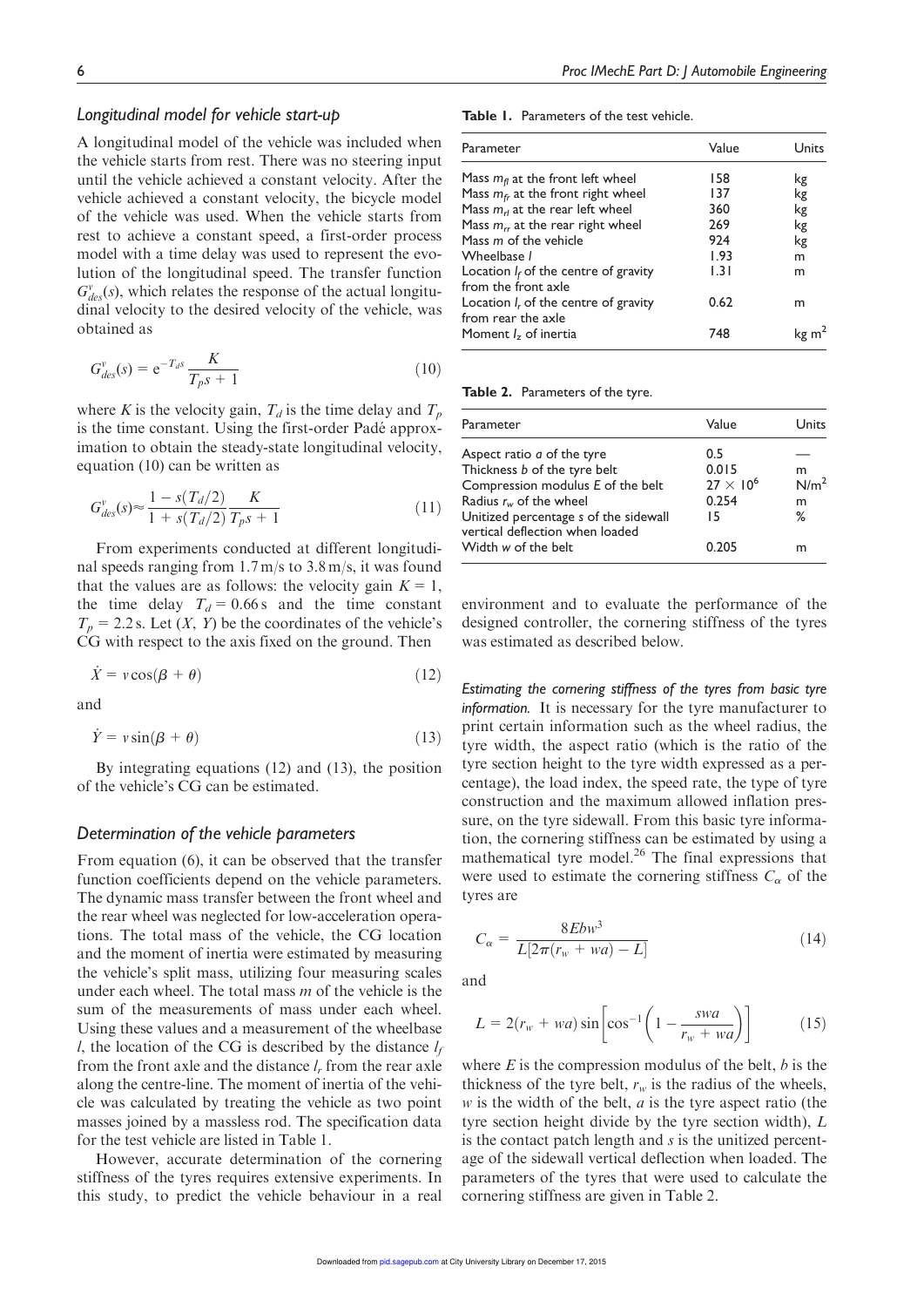### Longitudinal model for vehicle start-up

A longitudinal model of the vehicle was included when the vehicle starts from rest. There was no steering input until the vehicle achieved a constant velocity. After the vehicle achieved a constant velocity, the bicycle model of the vehicle was used. When the vehicle starts from rest to achieve a constant speed, a first-order process model with a time delay was used to represent the evolution of the longitudinal speed. The transfer function $G_{des}^{v}(s)$, which relates the response of the actual longitudinal velocity to the desired velocity of the vehicle, was obtained as

$$G_{des}^{v}(s) = e^{-T_d s}\frac{K}{T_p s + 1} \tag{10}$$

where $K$ is the velocity gain, $T_d$ is the time delay and $T_p$ is the time constant. Using the first-order Padé approximation to obtain the steady-state longitudinal velocity, equation (10) can be written as

$$G_{des}^{v}(s) \approx \frac{1 - s(T_d/2)}{1 + s(T_d/2)}\frac{K}{T_p s + 1} \tag{11}$$

From experiments conducted at different longitudinal speeds ranging from 1.7 m/s to 3.8 m/s, it was found that the values are as follows: the velocity gain $K = 1$, the time delay $T_d = 0.66$ s and the time constant $T_p = 2.2$ s. Let $(X, Y)$ be the coordinates of the vehicle's CG with respect to the axis fixed on the ground. Then

$$\dot{X} = v\cos(\beta + \theta) \tag{12}$$

and

$$\dot{Y} = v\sin(\beta + \theta) \tag{13}$$

By integrating equations (12) and (13), the position of the vehicle's CG can be estimated.

### Determination of the vehicle parameters

From equation (6), it can be observed that the transfer function coefficients depend on the vehicle parameters. The dynamic mass transfer between the front wheel and the rear wheel was neglected for low-acceleration operations. The total mass of the vehicle, the CG location and the moment of inertia were estimated by measuring the vehicle's split mass, utilizing four measuring scales under each wheel. The total mass $m$ of the vehicle is the sum of the measurements of mass under each wheel. Using these values and a measurement of the wheelbase $l$, the location of the CG is described by the distance $l_f$ from the front axle and the distance $l_r$ from the rear axle along the centre-line. The moment of inertia of the vehicle was calculated by treating the vehicle as two point masses joined by a massless rod. The specification data for the test vehicle are listed in Table 1.

However, accurate determination of the cornering stiffness of the tyres requires extensive experiments. In this study, to predict the vehicle behaviour in a real environment and to evaluate the performance of the designed controller, the cornering stiffness of the tyres was estimated as described below.

**Table 1.** Parameters of the test vehicle.

| Parameter | Value | Units |
|---|---|---|
| Mass $m_{fl}$ at the front left wheel | 158 | kg |
| Mass $m_{fr}$ at the front right wheel | 137 | kg |
| Mass $m_{rl}$ at the rear left wheel | 360 | kg |
| Mass $m_{rr}$ at the rear right wheel | 269 | kg |
| Mass $m$ of the vehicle | 924 | kg |
| Wheelbase $l$ | 1.93 | m |
| Location $l_f$ of the centre of gravity from the front axle | 1.31 | m |
| Location $l_r$ of the centre of gravity from rear the axle | 0.62 | m |
| Moment $I_z$ of inertia | 748 | kg m$^2$ |

**Table 2.** Parameters of the tyre.

| Parameter | Value | Units |
|---|---|---|
| Aspect ratio $a$ of the tyre | 0.5 | — |
| Thickness $b$ of the tyre belt | 0.015 | m |
| Compression modulus $E$ of the belt | $27 \times 10^6$ | N/m$^2$ |
| Radius $r_w$ of the wheel | 0.254 | m |
| Unitized percentage $s$ of the sidewall vertical deflection when loaded | 15 | % |
| Width $w$ of the belt | 0.205 | m |

*Estimating the cornering stiffness of the tyres from basic tyre information.* It is necessary for the tyre manufacturer to print certain information such as the wheel radius, the tyre width, the aspect ratio (which is the ratio of the tyre section height to the tyre width expressed as a percentage), the load index, the speed rate, the type of tyre construction and the maximum allowed inflation pressure, on the tyre sidewall. From this basic tyre information, the cornering stiffness can be estimated by using a mathematical tyre model.[26] The final expressions that were used to estimate the cornering stiffness $C_\alpha$ of the tyres are

$$C_\alpha = \frac{8Ebw^3}{L[2\pi(r_w + wa) - L]} \tag{14}$$

and

$$L = 2(r_w + wa)\sin\left[\cos^{-1}\left(1 - \frac{swa}{r_w + wa}\right)\right] \tag{15}$$

where $E$ is the compression modulus of the belt, $b$ is the thickness of the tyre belt, $r_w$ is the radius of the wheels, $w$ is the width of the belt, $a$ is the tyre aspect ratio (the tyre section height divide by the tyre section width), $L$ is the contact patch length and $s$ is the unitized percentage of the sidewall vertical deflection when loaded. The parameters of the tyres that were used to calculate the cornering stiffness are given in Table 2.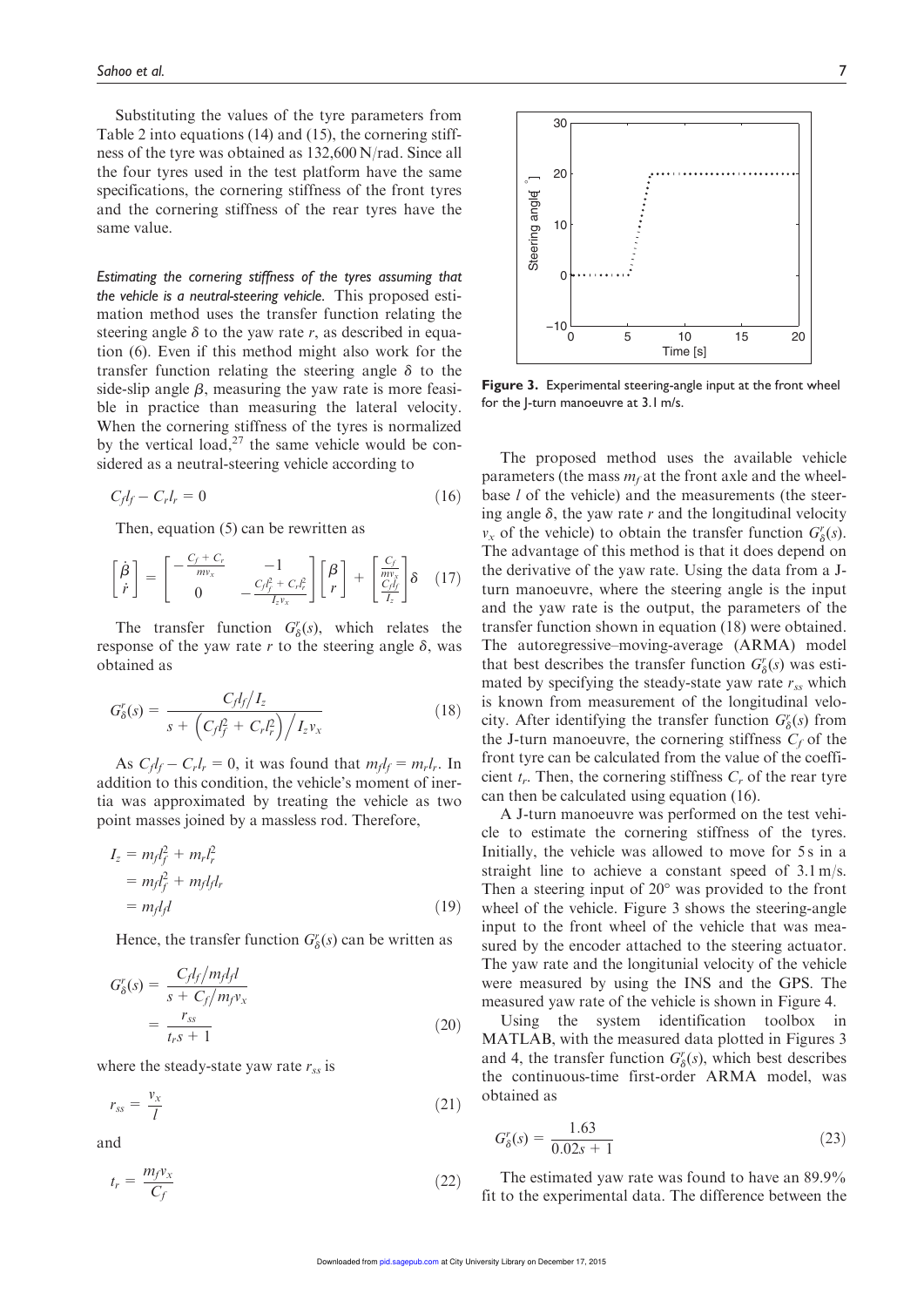Substituting the values of the tyre parameters from Table 2 into equations (14) and (15), the cornering stiffness of the tyre was obtained as 132,600 N/rad. Since all the four tyres used in the test platform have the same specifications, the cornering stiffness of the front tyres and the cornering stiffness of the rear tyres have the same value.

*Estimating the cornering stiffness of the tyres assuming that the vehicle is a neutral-steering vehicle.* This proposed estimation method uses the transfer function relating the steering angle $\delta$ to the yaw rate $r$, as described in equation (6). Even if this method might also work for the transfer function relating the steering angle $\delta$ to the side-slip angle $\beta$, measuring the yaw rate is more feasible in practice than measuring the lateral velocity. When the cornering stiffness of the tyres is normalized by the vertical load,[27] the same vehicle would be considered as a neutral-steering vehicle according to

$$C_f l_f - C_r l_r = 0 \tag{16}$$

Then, equation (5) can be rewritten as

$$\begin{bmatrix} \dot{\beta} \\ \dot{r} \end{bmatrix} = \begin{bmatrix} -\frac{C_f + C_r}{m v_x} & -1 \\ 0 & -\frac{C_f l_f^2 + C_r l_r^2}{I_z v_x} \end{bmatrix} \begin{bmatrix} \beta \\ r \end{bmatrix} + \begin{bmatrix} \frac{C_f}{m v_x} \\ \frac{C_f l_f}{I_z} \end{bmatrix} \delta \tag{17}$$

The transfer function $G_\delta^r(s)$, which relates the response of the yaw rate $r$ to the steering angle $\delta$, was obtained as

$$G_\delta^r(s) = \frac{C_f l_f / I_z}{s + \left( C_f l_f^2 + C_r l_r^2 \right) / I_z v_x} \tag{18}$$

As $C_f l_f - C_r l_r = 0$, it was found that $m_f l_f = m_r l_r$. In addition to this condition, the vehicle's moment of inertia was approximated by treating the vehicle as two point masses joined by a massless rod. Therefore,

$$\begin{aligned} I_z &= m_f l_f^2 + m_r l_r^2 \\ &= m_f l_f^2 + m_f l_f l_r \\ &= m_f l_f l \end{aligned} \tag{19}$$

Hence, the transfer function $G_\delta^r(s)$ can be written as

$$\begin{aligned} G_\delta^r(s) &= \frac{C_f l_f / m_f l_f l}{s + C_f / m_f v_x} \\ &= \frac{r_{ss}}{t_r s + 1} \end{aligned} \tag{20}$$

where the steady-state yaw rate $r_{ss}$ is

$$r_{ss} = \frac{v_x}{l} \tag{21}$$

and

$$t_r = \frac{m_f v_x}{C_f} \tag{22}$$

Figure 3. Experimental steering-angle input at the front wheel for the J-turn manoeuvre at 3.1 m/s.

The proposed method uses the available vehicle parameters (the mass $m_f$ at the front axle and the wheelbase $l$ of the vehicle) and the measurements (the steering angle $\delta$, the yaw rate $r$ and the longitudinal velocity $v_x$ of the vehicle) to obtain the transfer function $G_\delta^r(s)$. The advantage of this method is that it does depend on the derivative of the yaw rate. Using the data from a J-turn manoeuvre, where the steering angle is the input and the yaw rate is the output, the parameters of the transfer function shown in equation (18) were obtained. The autoregressive–moving-average (ARMA) model that best describes the transfer function $G_\delta^r(s)$ was estimated by specifying the steady-state yaw rate $r_{ss}$ which is known from measurement of the longitudinal velocity. After identifying the transfer function $G_\delta^r(s)$ from the J-turn manoeuvre, the cornering stiffness $C_f$ of the front tyre can be calculated from the value of the coefficient $t_r$. Then, the cornering stiffness $C_r$ of the rear tyre can then be calculated using equation (16).

A J-turn manoeuvre was performed on the test vehicle to estimate the cornering stiffness of the tyres. Initially, the vehicle was allowed to move for 5 s in a straight line to achieve a constant speed of 3.1 m/s. Then a steering input of 20° was provided to the front wheel of the vehicle. Figure 3 shows the steering-angle input to the front wheel of the vehicle that was measured by the encoder attached to the steering actuator. The yaw rate and the longitunial velocity of the vehicle were measured by using the INS and the GPS. The measured yaw rate of the vehicle is shown in Figure 4.

Using the system identification toolbox in MATLAB, with the measured data plotted in Figures 3 and 4, the transfer function $G_\delta^r(s)$, which best describes the continuous-time first-order ARMA model, was obtained as

$$G_\delta^r(s) = \frac{1.63}{0.02s + 1} \tag{23}$$

The estimated yaw rate was found to have an 89.9% fit to the experimental data. The difference between the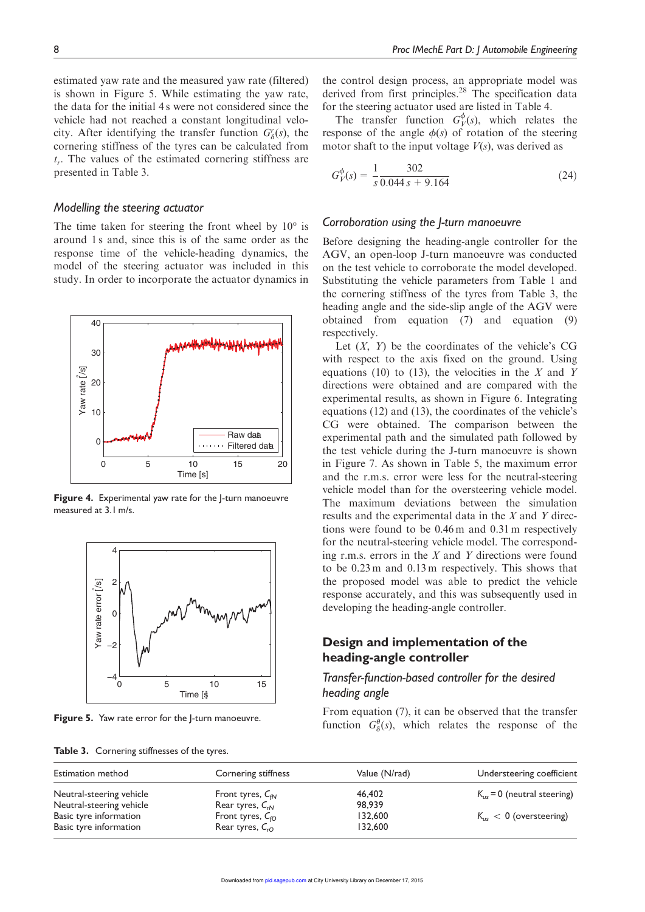estimated yaw rate and the measured yaw rate (filtered) is shown in Figure 5. While estimating the yaw rate, the data for the initial 4 s were not considered since the vehicle had not reached a constant longitudinal velocity. After identifying the transfer function $G_{\delta}^{r}(s)$, the cornering stiffness of the tyres can be calculated from $t_r$. The values of the estimated cornering stiffness are presented in Table 3.

### Modelling the steering actuator

The time taken for steering the front wheel by 10° is around 1 s and, since this is of the same order as the response time of the vehicle-heading dynamics, the model of the steering actuator was included in this study. In order to incorporate the actuator dynamics in the control design process, an appropriate model was derived from first principles.[28] The specification data for the steering actuator used are listed in Table 4.

The transfer function $G_{V}^{\phi}(s)$, which relates the response of the angle $\phi(s)$ of rotation of the steering motor shaft to the input voltage $V(s)$, was derived as

$$G_{V}^{\phi}(s) = \frac{1}{s}\frac{302}{0.044\,s + 9.164} \tag{24}$$

**Figure 4.** Experimental yaw rate for the J-turn manoeuvre measured at 3.1 m/s.

**Figure 5.** Yaw rate error for the J-turn manoeuvre.

### Corroboration using the J-turn manoeuvre

Before designing the heading-angle controller for the AGV, an open-loop J-turn manoeuvre was conducted on the test vehicle to corroborate the model developed. Substituting the vehicle parameters from Table 1 and the cornering stiffness of the tyres from Table 3, the heading angle and the side-slip angle of the AGV were obtained from equation (7) and equation (9) respectively.

Let $(X, Y)$ be the coordinates of the vehicle's CG with respect to the axis fixed on the ground. Using equations (10) to (13), the velocities in the $X$ and $Y$ directions were obtained and are compared with the experimental results, as shown in Figure 6. Integrating equations (12) and (13), the coordinates of the vehicle's CG were obtained. The comparison between the experimental path and the simulated path followed by the test vehicle during the J-turn manoeuvre is shown in Figure 7. As shown in Table 5, the maximum error and the r.m.s. error were less for the neutral-steering vehicle model than for the oversteering vehicle model. The maximum deviations between the simulation results and the experimental data in the $X$ and $Y$ directions were found to be 0.46 m and 0.31 m respectively for the neutral-steering vehicle model. The corresponding r.m.s. errors in the $X$ and $Y$ directions were found to be 0.23 m and 0.13 m respectively. This shows that the proposed model was able to predict the vehicle response accurately, and this was subsequently used in developing the heading-angle controller.

## Design and implementation of the heading-angle controller

### Transfer-function-based controller for the desired heading angle

From equation (7), it can be observed that the transfer function $G_{\delta}^{\theta}(s)$, which relates the response of the

**Table 3.** Cornering stiffnesses of the tyres.

| Estimation method | Cornering stiffness | Value (N/rad) | Understeering coefficient |
|---|---|---|---|
| Neutral-steering vehicle | Front tyres, $C_{fN}$ | 46,402 | $K_{us} = 0$ (neutral steering) |
| Neutral-steering vehicle | Rear tyres, $C_{rN}$ | 98,939 | |
| Basic tyre information | Front tyres, $C_{fO}$ | 132,600 | $K_{us} < 0$ (oversteering) |
| Basic tyre information | Rear tyres, $C_{rO}$ | 132,600 | |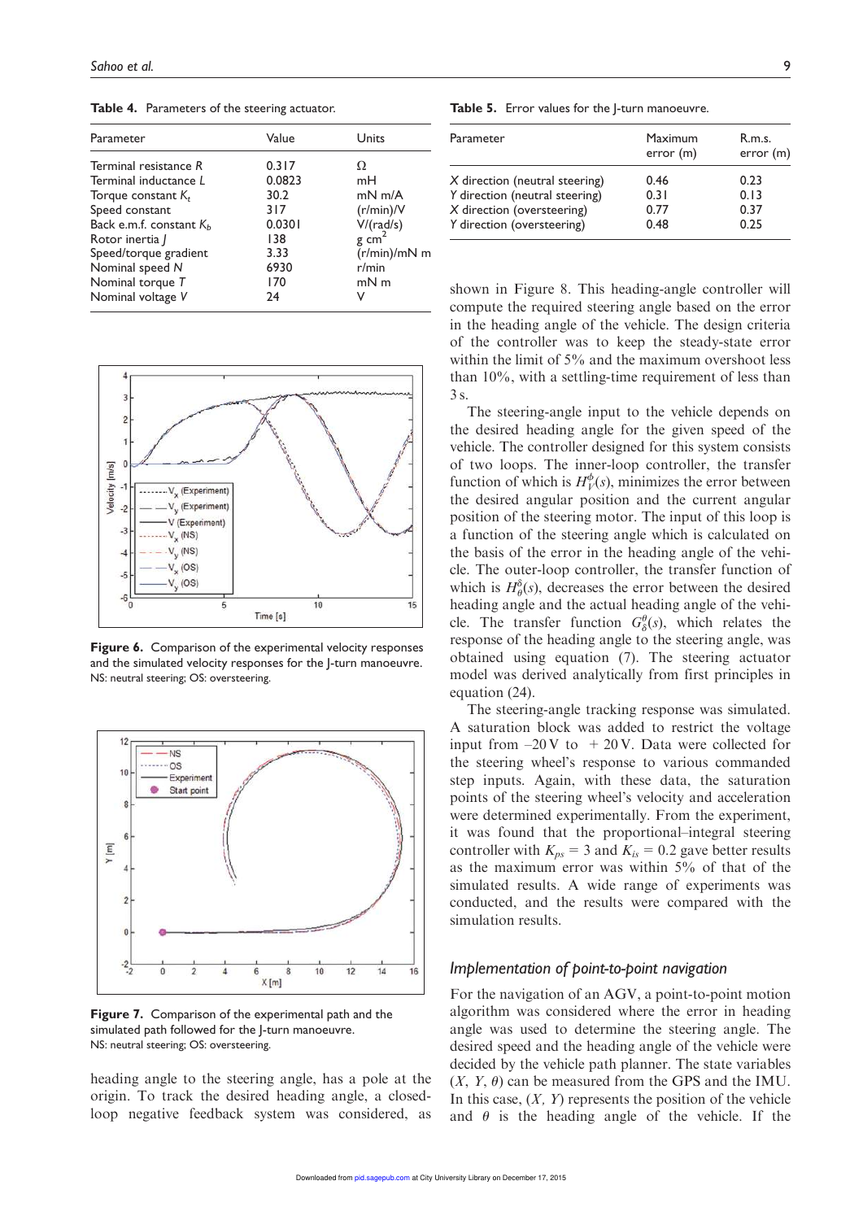**Table 4.** Parameters of the steering actuator.

| Parameter | Value | Units |
|---|---|---|
| Terminal resistance $R$ | 0.317 | Ω |
| Terminal inductance $L$ | 0.0823 | mH |
| Torque constant $K_t$ | 30.2 | mN m/A |
| Speed constant | 317 | (r/min)/V |
| Back e.m.f. constant $K_b$ | 0.0301 | V/(rad/s) |
| Rotor inertia $J$ | 138 | g cm$^2$ |
| Speed/torque gradient | 3.33 | (r/min)/mN m |
| Nominal speed $N$ | 6930 | r/min |
| Nominal torque $T$ | 170 | mN m |
| Nominal voltage $V$ | 24 | V |

**Figure 6.** Comparison of the experimental velocity responses and the simulated velocity responses for the J-turn manoeuvre. NS: neutral steering; OS: oversteering.

**Figure 7.** Comparison of the experimental path and the simulated path followed for the J-turn manoeuvre. NS: neutral steering; OS: oversteering.

heading angle to the steering angle, has a pole at the origin. To track the desired heading angle, a closed-loop negative feedback system was considered, as shown in Figure 8. This heading-angle controller will compute the required steering angle based on the error in the heading angle of the vehicle. The design criteria of the controller was to keep the steady-state error within the limit of 5% and the maximum overshoot less than 10%, with a settling-time requirement of less than 3 s.

**Table 5.** Error values for the J-turn manoeuvre.

| Parameter | Maximum error (m) | R.m.s. error (m) |
|---|---|---|
| $X$ direction (neutral steering) | 0.46 | 0.23 |
| $Y$ direction (neutral steering) | 0.31 | 0.13 |
| $X$ direction (oversteering) | 0.77 | 0.37 |
| $Y$ direction (oversteering) | 0.48 | 0.25 |

The steering-angle input to the vehicle depends on the desired heading angle for the given speed of the vehicle. The controller designed for this system consists of two loops. The inner-loop controller, the transfer function of which is $H_V^{\phi}(s)$, minimizes the error between the desired angular position and the current angular position of the steering motor. The input of this loop is a function of the steering angle which is calculated on the basis of the error in the heading angle of the vehicle. The outer-loop controller, the transfer function of which is $H_{\theta}^{\delta}(s)$, decreases the error between the desired heading angle and the actual heading angle of the vehicle. The transfer function $G_{\delta}^{\theta}(s)$, which relates the response of the heading angle to the steering angle, was obtained using equation (7). The steering actuator model was derived analytically from first principles in equation (24).

The steering-angle tracking response was simulated. A saturation block was added to restrict the voltage input from –20 V to + 20 V. Data were collected for the steering wheel's response to various commanded step inputs. Again, with these data, the saturation points of the steering wheel's velocity and acceleration were determined experimentally. From the experiment, it was found that the proportional–integral steering controller with $K_{ps} = 3$ and $K_{is} = 0.2$ gave better results as the maximum error was within 5% of that of the simulated results. A wide range of experiments was conducted, and the results were compared with the simulation results.

### Implementation of point-to-point navigation

For the navigation of an AGV, a point-to-point motion algorithm was considered where the error in heading angle was used to determine the steering angle. The desired speed and the heading angle of the vehicle were decided by the vehicle path planner. The state variables $(X, Y, \theta)$ can be measured from the GPS and the IMU. In this case, $(X, Y)$ represents the position of the vehicle and $\theta$ is the heading angle of the vehicle. If the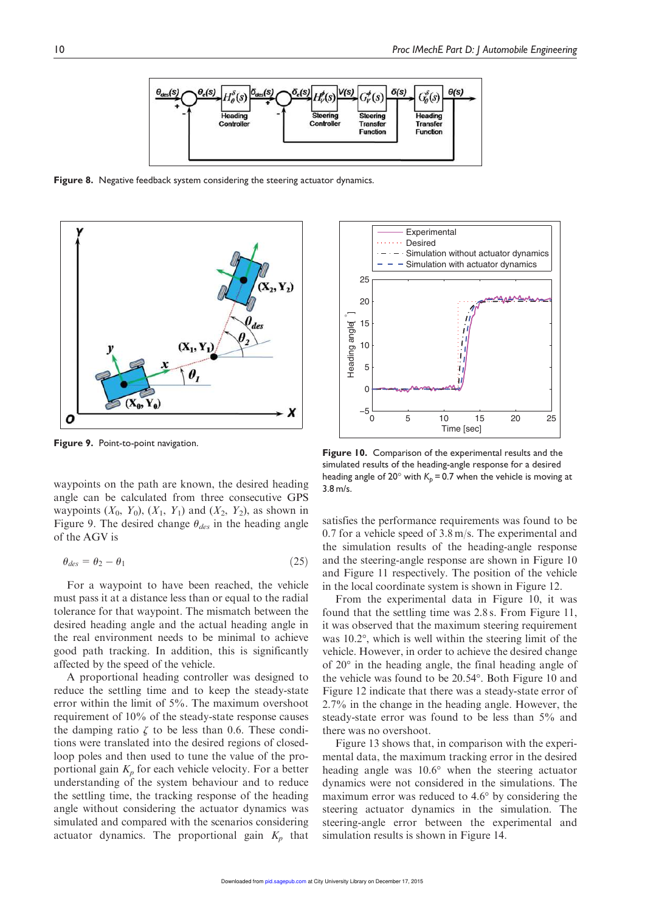Figure 8. Negative feedback system considering the steering actuator dynamics.

Figure 9. Point-to-point navigation.

Figure 10. Comparison of the experimental results and the simulated results of the heading-angle response for a desired heading angle of 20° with $K_p = 0.7$ when the vehicle is moving at 3.8 m/s.

waypoints on the path are known, the desired heading angle can be calculated from three consecutive GPS waypoints $(X_0, Y_0)$, $(X_1, Y_1)$ and $(X_2, Y_2)$, as shown in Figure 9. The desired change $\theta_{des}$ in the heading angle of the AGV is

$$\theta_{des} = \theta_2 - \theta_1 \tag{25}$$

For a waypoint to have been reached, the vehicle must pass it at a distance less than or equal to the radial tolerance for that waypoint. The mismatch between the desired heading angle and the actual heading angle in the real environment needs to be minimal to achieve good path tracking. In addition, this is significantly affected by the speed of the vehicle.

A proportional heading controller was designed to reduce the settling time and to keep the steady-state error within the limit of 5%. The maximum overshoot requirement of 10% of the steady-state response causes the damping ratio $\zeta$ to be less than 0.6. These conditions were translated into the desired regions of closed-loop poles and then used to tune the value of the proportional gain $K_p$ for each vehicle velocity. For a better understanding of the system behaviour and to reduce the settling time, the tracking response of the heading angle without considering the actuator dynamics was simulated and compared with the scenarios considering actuator dynamics. The proportional gain $K_p$ that satisfies the performance requirements was found to be 0.7 for a vehicle speed of 3.8 m/s. The experimental and the simulation results of the heading-angle response and the steering-angle response are shown in Figure 10 and Figure 11 respectively. The position of the vehicle in the local coordinate system is shown in Figure 12.

From the experimental data in Figure 10, it was found that the settling time was 2.8 s. From Figure 11, it was observed that the maximum steering requirement was 10.2°, which is well within the steering limit of the vehicle. However, in order to achieve the desired change of 20° in the heading angle, the final heading angle of the vehicle was found to be 20.54°. Both Figure 10 and Figure 12 indicate that there was a steady-state error of 2.7% in the change in the heading angle. However, the steady-state error was found to be less than 5% and there was no overshoot.

Figure 13 shows that, in comparison with the experimental data, the maximum tracking error in the desired heading angle was 10.6° when the steering actuator dynamics were not considered in the simulations. The maximum error was reduced to 4.6° by considering the steering actuator dynamics in the simulation. The steering-angle error between the experimental and simulation results is shown in Figure 14.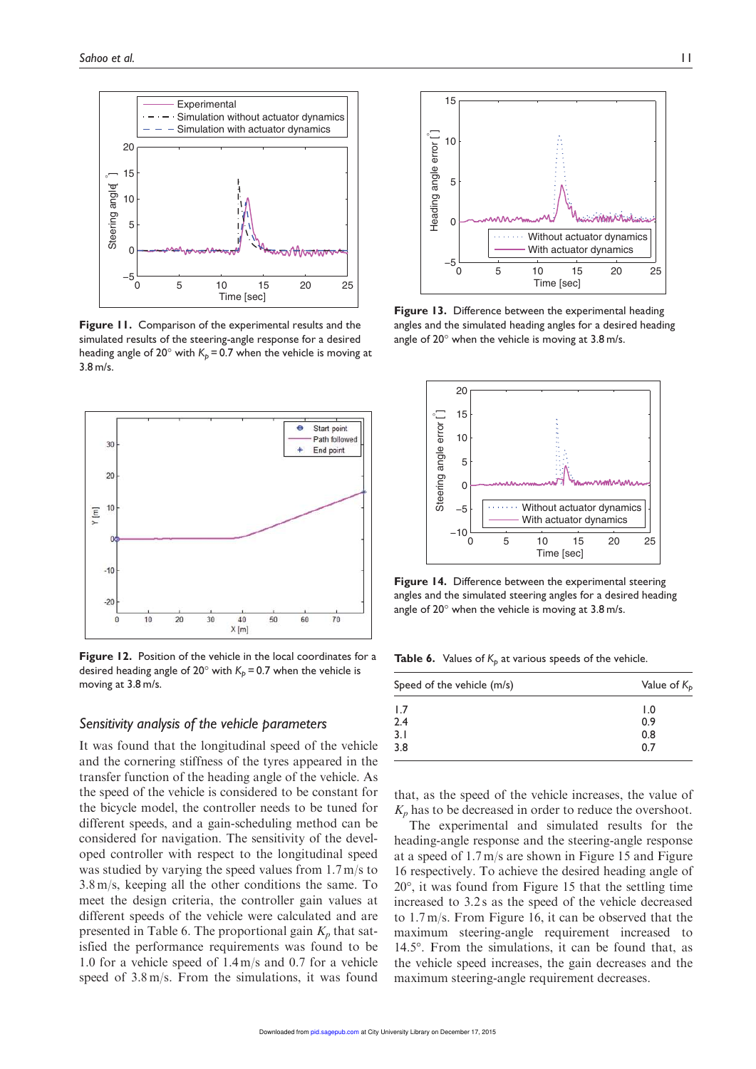Figure 11. Comparison of the experimental results and the simulated results of the steering-angle response for a desired heading angle of 20° with $K_p = 0.7$ when the vehicle is moving at 3.8 m/s.

Figure 12. Position of the vehicle in the local coordinates for a desired heading angle of 20° with $K_p = 0.7$ when the vehicle is moving at 3.8 m/s.

### Sensitivity analysis of the vehicle parameters

It was found that the longitudinal speed of the vehicle and the cornering stiffness of the tyres appeared in the transfer function of the heading angle of the vehicle. As the speed of the vehicle is considered to be constant for the bicycle model, the controller needs to be tuned for different speeds, and a gain-scheduling method can be considered for navigation. The sensitivity of the developed controller with respect to the longitudinal speed was studied by varying the speed values from 1.7 m/s to 3.8 m/s, keeping all the other conditions the same. To meet the design criteria, the controller gain values at different speeds of the vehicle were calculated and are presented in Table 6. The proportional gain $K_p$ that satisfied the performance requirements was found to be 1.0 for a vehicle speed of 1.4 m/s and 0.7 for a vehicle speed of 3.8 m/s. From the simulations, it was found

Figure 13. Difference between the experimental heading angles and the simulated heading angles for a desired heading angle of 20° when the vehicle is moving at 3.8 m/s.

Figure 14. Difference between the experimental steering angles and the simulated steering angles for a desired heading angle of 20° when the vehicle is moving at 3.8 m/s.

Table 6. Values of $K_p$ at various speeds of the vehicle.

| Speed of the vehicle (m/s) | Value of $K_p$ |
|---|---|
| 1.7 | 1.0 |
| 2.4 | 0.9 |
| 3.1 | 0.8 |
| 3.8 | 0.7 |

that, as the speed of the vehicle increases, the value of $K_p$ has to be decreased in order to reduce the overshoot.

The experimental and simulated results for the heading-angle response and the steering-angle response at a speed of 1.7 m/s are shown in Figure 15 and Figure 16 respectively. To achieve the desired heading angle of 20°, it was found from Figure 15 that the settling time increased to 3.2 s as the speed of the vehicle decreased to 1.7 m/s. From Figure 16, it can be observed that the maximum steering-angle requirement increased to 14.5°. From the simulations, it can be found that, as the vehicle speed increases, the gain decreases and the maximum steering-angle requirement decreases.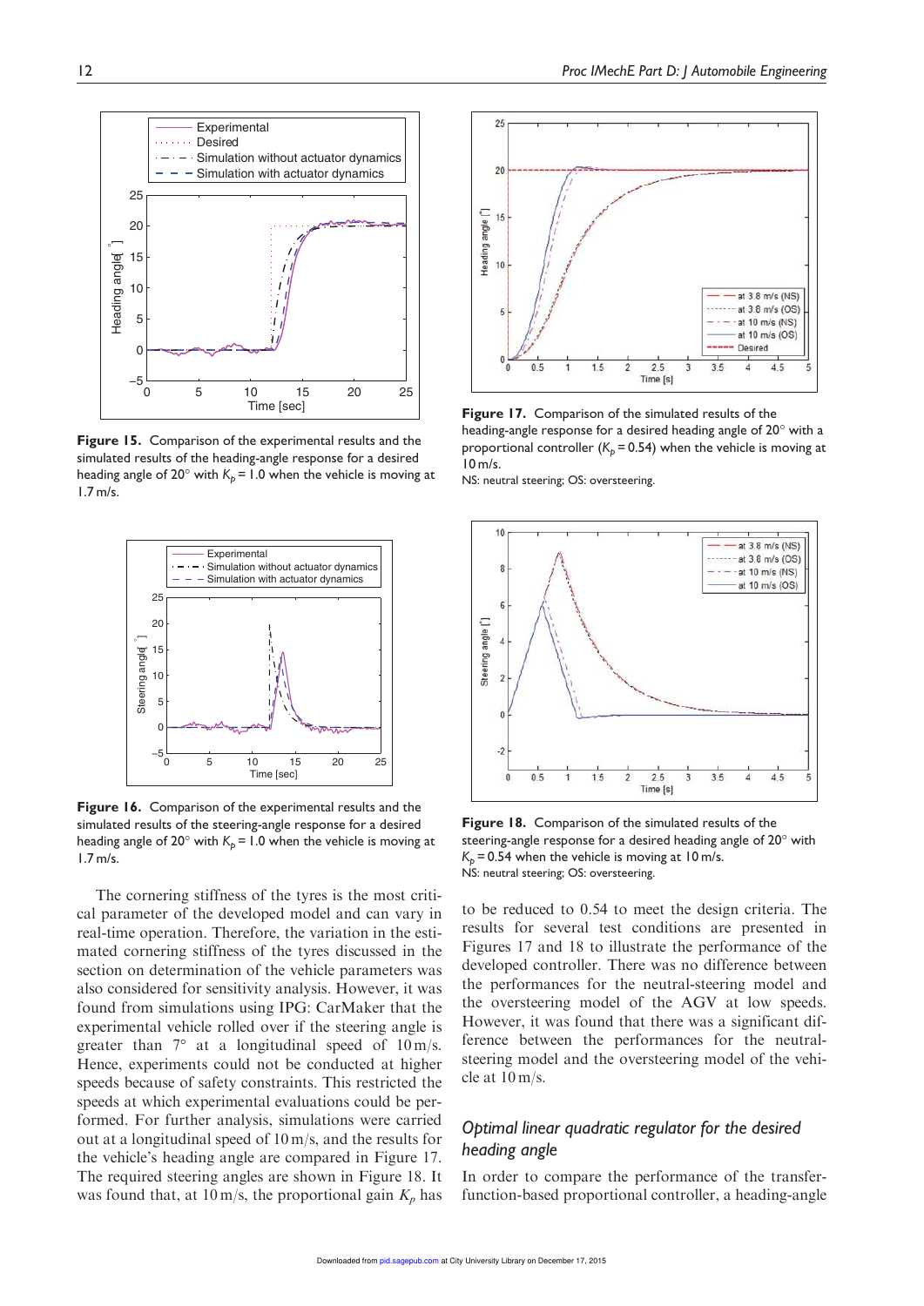**Figure 15.** Comparison of the experimental results and the simulated results of the heading-angle response for a desired heading angle of 20° with $K_p = 1.0$ when the vehicle is moving at 1.7 m/s.

**Figure 16.** Comparison of the experimental results and the simulated results of the steering-angle response for a desired heading angle of 20° with $K_p = 1.0$ when the vehicle is moving at 1.7 m/s.

The cornering stiffness of the tyres is the most critical parameter of the developed model and can vary in real-time operation. Therefore, the variation in the estimated cornering stiffness of the tyres discussed in the section on determination of the vehicle parameters was also considered for sensitivity analysis. However, it was found from simulations using IPG: CarMaker that the experimental vehicle rolled over if the steering angle is greater than 7° at a longitudinal speed of 10 m/s. Hence, experiments could not be conducted at higher speeds because of safety constraints. This restricted the speeds at which experimental evaluations could be performed. For further analysis, simulations were carried out at a longitudinal speed of 10 m/s, and the results for the vehicle's heading angle are compared in Figure 17. The required steering angles are shown in Figure 18. It was found that, at 10 m/s, the proportional gain $K_p$ has to be reduced to 0.54 to meet the design criteria. The results for several test conditions are presented in Figures 17 and 18 to illustrate the performance of the developed controller. There was no difference between the performances for the neutral-steering model and the oversteering model of the AGV at low speeds. However, it was found that there was a significant difference between the performances for the neutral-steering model and the oversteering model of the vehicle at 10 m/s.

**Figure 17.** Comparison of the simulated results of the heading-angle response for a desired heading angle of 20° with a proportional controller ($K_p = 0.54$) when the vehicle is moving at 10 m/s.
NS: neutral steering; OS: oversteering.

**Figure 18.** Comparison of the simulated results of the steering-angle response for a desired heading angle of 20° with $K_p = 0.54$ when the vehicle is moving at 10 m/s.
NS: neutral steering; OS: oversteering.

## *Optimal linear quadratic regulator for the desired heading angle*

In order to compare the performance of the transfer-function-based proportional controller, a heading-angle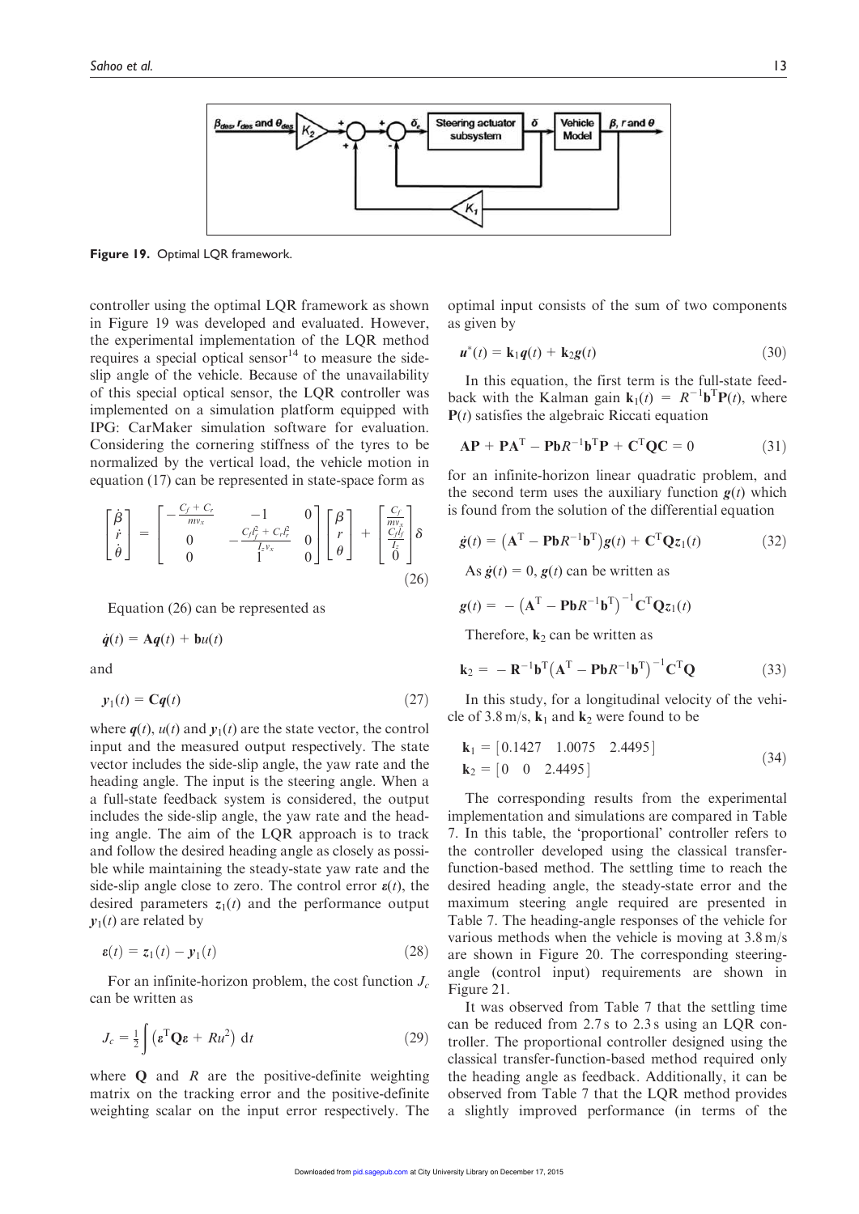Figure 19. Optimal LQR framework.

controller using the optimal LQR framework as shown in Figure 19 was developed and evaluated. However, the experimental implementation of the LQR method requires a special optical sensor[14] to measure the side-slip angle of the vehicle. Because of the unavailability of this special optical sensor, the LQR controller was implemented on a simulation platform equipped with IPG: CarMaker simulation software for evaluation. Considering the cornering stiffness of the tyres to be normalized by the vertical load, the vehicle motion in equation (17) can be represented in state-space form as

$$\begin{bmatrix} \dot{\beta} \\ \dot{r} \\ \dot{\theta} \end{bmatrix} = \begin{bmatrix} -\frac{C_f + C_r}{m v_x} & -1 & 0 \\ 0 & -\frac{C_f l_f^2 + C_r l_r^2}{I_z v_x} & 0 \\ 0 & 1 & 0 \end{bmatrix} \begin{bmatrix} \beta \\ r \\ \theta \end{bmatrix} + \begin{bmatrix} \frac{C_f}{m v_x} \\ \frac{C_f l_f}{I_z} \\ 0 \end{bmatrix} \delta \tag{26}$$

Equation (26) can be represented as

$$\dot{\boldsymbol{q}}(t) = \mathbf{A}\boldsymbol{q}(t) + \mathbf{b}u(t)$$

and

$$\boldsymbol{y}_1(t) = \mathbf{C}\boldsymbol{q}(t) \tag{27}$$

where $\boldsymbol{q}(t)$, $u(t)$ and $\boldsymbol{y}_1(t)$ are the state vector, the control input and the measured output respectively. The state vector includes the side-slip angle, the yaw rate and the heading angle. The input is the steering angle. When a a full-state feedback system is considered, the output includes the side-slip angle, the yaw rate and the heading angle. The aim of the LQR approach is to track and follow the desired heading angle as closely as possible while maintaining the steady-state yaw rate and the side-slip angle close to zero. The control error $\boldsymbol{\varepsilon}(t)$, the desired parameters $\boldsymbol{z}_1(t)$ and the performance output $\boldsymbol{y}_1(t)$ are related by

$$\boldsymbol{\varepsilon}(t) = \boldsymbol{z}_1(t) - \boldsymbol{y}_1(t) \tag{28}$$

For an infinite-horizon problem, the cost function $J_c$ can be written as

$$J_c = \frac{1}{2}\int \left(\boldsymbol{\varepsilon}^{\mathrm{T}}\mathbf{Q}\boldsymbol{\varepsilon} + Ru^2\right) \mathrm{d}t \tag{29}$$

where $\mathbf{Q}$ and $R$ are the positive-definite weighting matrix on the tracking error and the positive-definite weighting scalar on the input error respectively. The optimal input consists of the sum of two components as given by

$$\boldsymbol{u}^*(t) = \mathbf{k}_1\boldsymbol{q}(t) + \mathbf{k}_2\boldsymbol{g}(t) \tag{30}$$

In this equation, the first term is the full-state feedback with the Kalman gain $\mathbf{k}_1(t) = R^{-1}\mathbf{b}^{\mathrm{T}}\mathbf{P}(t)$, where $\mathbf{P}(t)$ satisfies the algebraic Riccati equation

$$\mathbf{AP} + \mathbf{PA}^{\mathrm{T}} - \mathbf{P}\mathbf{b}R^{-1}\mathbf{b}^{\mathrm{T}}\mathbf{P} + \mathbf{C}^{\mathrm{T}}\mathbf{QC} = 0 \tag{31}$$

for an infinite-horizon linear quadratic problem, and the second term uses the auxiliary function $\boldsymbol{g}(t)$ which is found from the solution of the differential equation

$$\dot{\boldsymbol{g}}(t) = \left(\mathbf{A}^{\mathrm{T}} - \mathbf{P}\mathbf{b}R^{-1}\mathbf{b}^{\mathrm{T}}\right)\boldsymbol{g}(t) + \mathbf{C}^{\mathrm{T}}\mathbf{Q}\boldsymbol{z}_1(t) \tag{32}$$

As $\dot{\boldsymbol{g}}(t) = 0$, $\boldsymbol{g}(t)$ can be written as

$$\boldsymbol{g}(t) = -\left(\mathbf{A}^{\mathrm{T}} - \mathbf{P}\mathbf{b}R^{-1}\mathbf{b}^{\mathrm{T}}\right)^{-1}\mathbf{C}^{\mathrm{T}}\mathbf{Q}\boldsymbol{z}_1(t)$$

Therefore, $\mathbf{k}_2$ can be written as

$$\mathbf{k}_2 = -\mathbf{R}^{-1}\mathbf{b}^{\mathrm{T}}\left(\mathbf{A}^{\mathrm{T}} - \mathbf{P}\mathbf{b}R^{-1}\mathbf{b}^{\mathrm{T}}\right)^{-1}\mathbf{C}^{\mathrm{T}}\mathbf{Q} \tag{33}$$

In this study, for a longitudinal velocity of the vehicle of 3.8 m/s, $\mathbf{k}_1$ and $\mathbf{k}_2$ were found to be

$$\begin{aligned} \mathbf{k}_1 &= [0.1427 \quad 1.0075 \quad 2.4495] \\ \mathbf{k}_2 &= [0 \quad 0 \quad 2.4495] \end{aligned} \tag{34}$$

The corresponding results from the experimental implementation and simulations are compared in Table 7. In this table, the 'proportional' controller refers to the controller developed using the classical transfer-function-based method. The settling time to reach the desired heading angle, the steady-state error and the maximum steering angle required are presented in Table 7. The heading-angle responses of the vehicle for various methods when the vehicle is moving at 3.8 m/s are shown in Figure 20. The corresponding steering-angle (control input) requirements are shown in Figure 21.

It was observed from Table 7 that the settling time can be reduced from 2.7 s to 2.3 s using an LQR controller. The proportional controller designed using the classical transfer-function-based method required only the heading angle as feedback. Additionally, it can be observed from Table 7 that the LQR method provides a slightly improved performance (in terms of the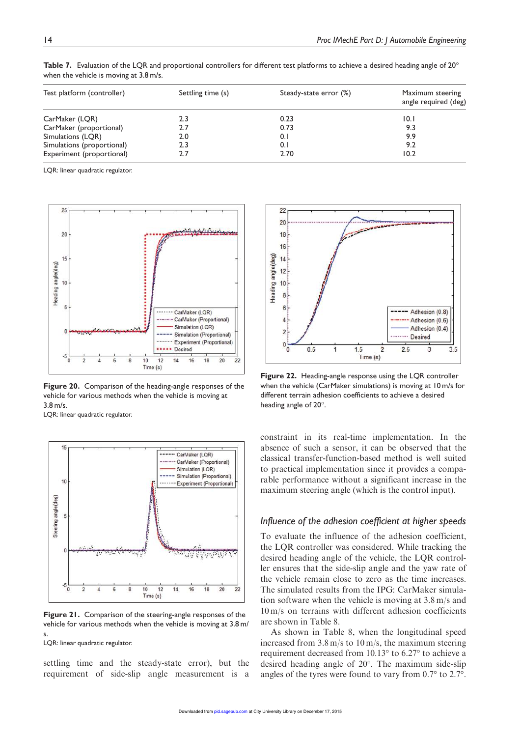**Table 7.** Evaluation of the LQR and proportional controllers for different test platforms to achieve a desired heading angle of 20° when the vehicle is moving at 3.8 m/s.

| Test platform (controller) | Settling time (s) | Steady-state error (%) | Maximum steering angle required (deg) |
|---|---|---|---|
| CarMaker (LQR) | 2.3 | 0.23 | 10.1 |
| CarMaker (proportional) | 2.7 | 0.73 | 9.3 |
| Simulations (LQR) | 2.0 | 0.1 | 9.9 |
| Simulations (proportional) | 2.3 | 0.1 | 9.2 |
| Experiment (proportional) | 2.7 | 2.70 | 10.2 |

LQR: linear quadratic regulator.

**Figure 20.** Comparison of the heading-angle responses of the vehicle for various methods when the vehicle is moving at 3.8 m/s.
LQR: linear quadratic regulator.

**Figure 21.** Comparison of the steering-angle responses of the vehicle for various methods when the vehicle is moving at 3.8 m/s.
LQR: linear quadratic regulator.

**Figure 22.** Heading-angle response using the LQR controller when the vehicle (CarMaker simulations) is moving at 10 m/s for different terrain adhesion coefficients to achieve a desired heading angle of 20°.

settling time and the steady-state error), but the requirement of side-slip angle measurement is a constraint in its real-time implementation. In the absence of such a sensor, it can be observed that the classical transfer-function-based method is well suited to practical implementation since it provides a comparable performance without a significant increase in the maximum steering angle (which is the control input).

## *Influence of the adhesion coefficient at higher speeds*

To evaluate the influence of the adhesion coefficient, the LQR controller was considered. While tracking the desired heading angle of the vehicle, the LQR controller ensures that the side-slip angle and the yaw rate of the vehicle remain close to zero as the time increases. The simulated results from the IPG: CarMaker simulation software when the vehicle is moving at 3.8 m/s and 10 m/s on terrains with different adhesion coefficients are shown in Table 8.

As shown in Table 8, when the longitudinal speed increased from 3.8 m/s to 10 m/s, the maximum steering requirement decreased from 10.13° to 6.27° to achieve a desired heading angle of 20°. The maximum side-slip angles of the tyres were found to vary from 0.7° to 2.7°.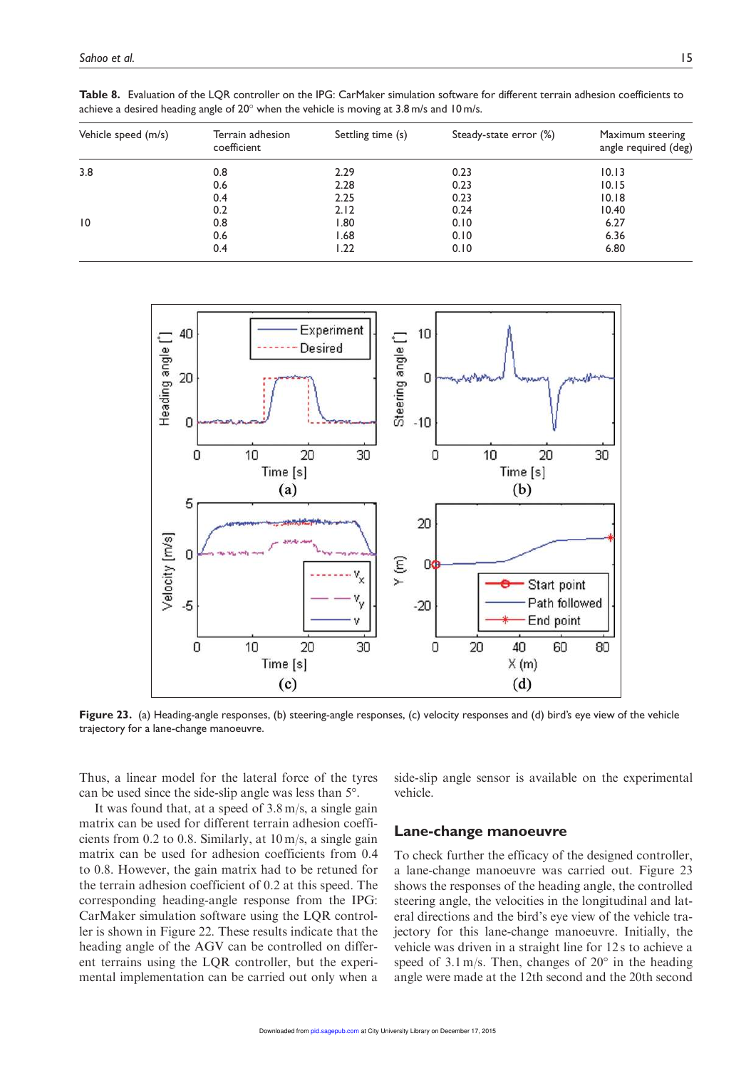**Table 8.** Evaluation of the LQR controller on the IPG: CarMaker simulation software for different terrain adhesion coefficients to achieve a desired heading angle of 20° when the vehicle is moving at 3.8 m/s and 10 m/s.

| Vehicle speed (m/s) | Terrain adhesion coefficient | Settling time (s) | Steady-state error (%) | Maximum steering angle required (deg) |
|---|---|---|---|---|
| 3.8 | 0.8 | 2.29 | 0.23 | 10.13 |
| | 0.6 | 2.28 | 0.23 | 10.15 |
| | 0.4 | 2.25 | 0.23 | 10.18 |
| | 0.2 | 2.12 | 0.24 | 10.40 |
| 10 | 0.8 | 1.80 | 0.10 | 6.27 |
| | 0.6 | 1.68 | 0.10 | 6.36 |
| | 0.4 | 1.22 | 0.10 | 6.80 |

**Figure 23.** (a) Heading-angle responses, (b) steering-angle responses, (c) velocity responses and (d) bird's eye view of the vehicle trajectory for a lane-change manoeuvre.

Thus, a linear model for the lateral force of the tyres can be used since the side-slip angle was less than 5°.

It was found that, at a speed of 3.8 m/s, a single gain matrix can be used for different terrain adhesion coefficients from 0.2 to 0.8. Similarly, at 10 m/s, a single gain matrix can be used for adhesion coefficients from 0.4 to 0.8. However, the gain matrix had to be retuned for the terrain adhesion coefficient of 0.2 at this speed. The corresponding heading-angle response from the IPG: CarMaker simulation software using the LQR controller is shown in Figure 22. These results indicate that the heading angle of the AGV can be controlled on different terrains using the LQR controller, but the experimental implementation can be carried out only when a side-slip angle sensor is available on the experimental vehicle.

## Lane-change manoeuvre

To check further the efficacy of the designed controller, a lane-change manoeuvre was carried out. Figure 23 shows the responses of the heading angle, the controlled steering angle, the velocities in the longitudinal and lateral directions and the bird's eye view of the vehicle trajectory for this lane-change manoeuvre. Initially, the vehicle was driven in a straight line for 12 s to achieve a speed of 3.1 m/s. Then, changes of 20° in the heading angle were made at the 12th second and the 20th second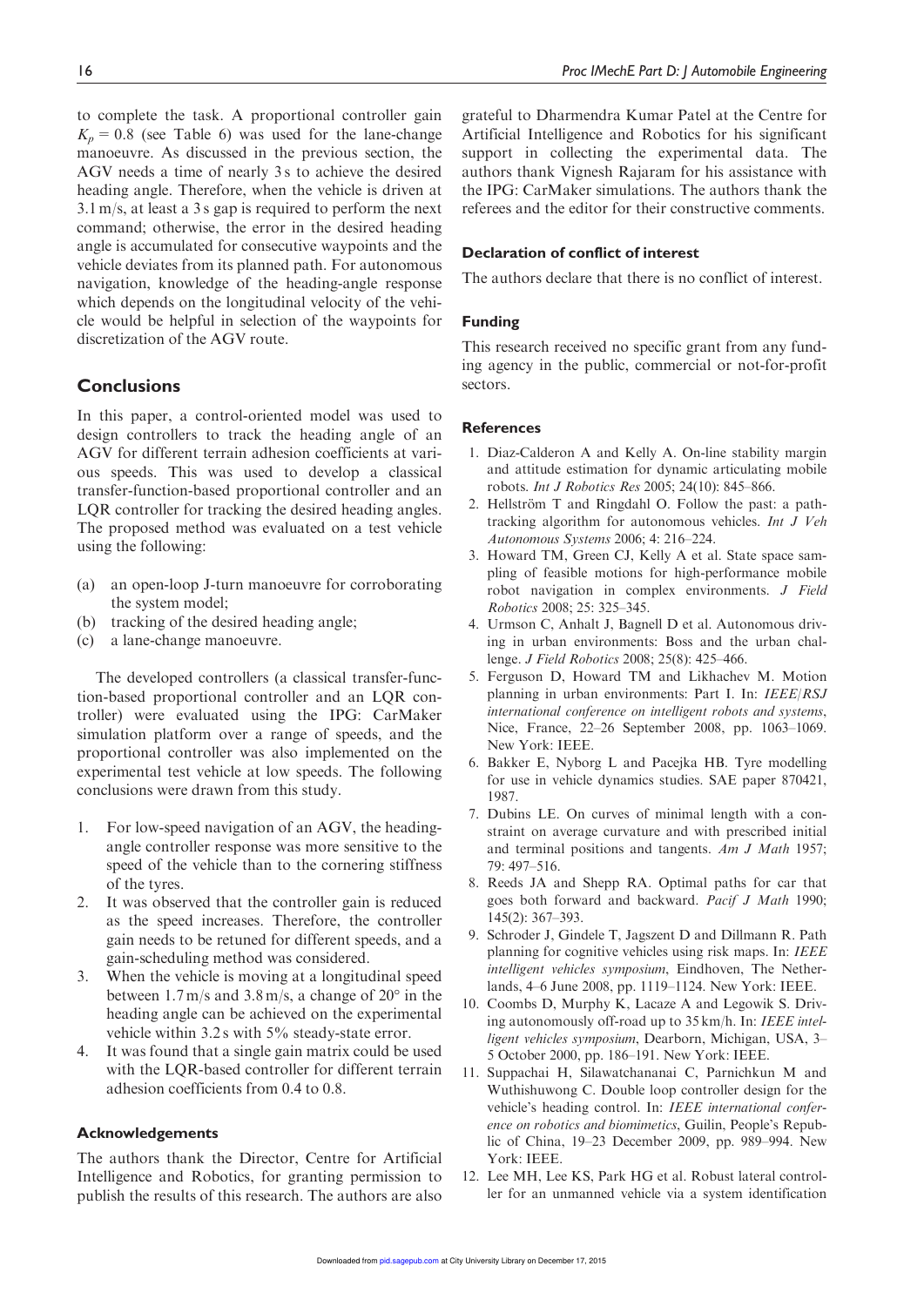to complete the task. A proportional controller gain $K_p = 0.8$ (see Table 6) was used for the lane-change manoeuvre. As discussed in the previous section, the AGV needs a time of nearly 3 s to achieve the desired heading angle. Therefore, when the vehicle is driven at 3.1 m/s, at least a 3 s gap is required to perform the next command; otherwise, the error in the desired heading angle is accumulated for consecutive waypoints and the vehicle deviates from its planned path. For autonomous navigation, knowledge of the heading-angle response which depends on the longitudinal velocity of the vehicle would be helpful in selection of the waypoints for discretization of the AGV route.

## Conclusions

In this paper, a control-oriented model was used to design controllers to track the heading angle of an AGV for different terrain adhesion coefficients at various speeds. This was used to develop a classical transfer-function-based proportional controller and an LQR controller for tracking the desired heading angles. The proposed method was evaluated on a test vehicle using the following:

(a) an open-loop J-turn manoeuvre for corroborating the system model;
(b) tracking of the desired heading angle;
(c) a lane-change manoeuvre.

The developed controllers (a classical transfer-function-based proportional controller and an LQR controller) were evaluated using the IPG: CarMaker simulation platform over a range of speeds, and the proportional controller was also implemented on the experimental test vehicle at low speeds. The following conclusions were drawn from this study.

1. For low-speed navigation of an AGV, the heading-angle controller response was more sensitive to the speed of the vehicle than to the cornering stiffness of the tyres.
2. It was observed that the controller gain is reduced as the speed increases. Therefore, the controller gain needs to be retuned for different speeds, and a gain-scheduling method was considered.
3. When the vehicle is moving at a longitudinal speed between 1.7 m/s and 3.8 m/s, a change of 20° in the heading angle can be achieved on the experimental vehicle within 3.2 s with 5% steady-state error.
4. It was found that a single gain matrix could be used with the LQR-based controller for different terrain adhesion coefficients from 0.4 to 0.8.

### Acknowledgements

The authors thank the Director, Centre for Artificial Intelligence and Robotics, for granting permission to publish the results of this research. The authors are also grateful to Dharmendra Kumar Patel at the Centre for Artificial Intelligence and Robotics for his significant support in collecting the experimental data. The authors thank Vignesh Rajaram for his assistance with the IPG: CarMaker simulations. The authors thank the referees and the editor for their constructive comments.

### Declaration of conflict of interest

The authors declare that there is no conflict of interest.

### Funding

This research received no specific grant from any funding agency in the public, commercial or not-for-profit sectors.

### References

1. Diaz-Calderon A and Kelly A. On-line stability margin and attitude estimation for dynamic articulating mobile robots. *Int J Robotics Res* 2005; 24(10): 845–866.
2. Hellström T and Ringdahl O. Follow the past: a path-tracking algorithm for autonomous vehicles. *Int J Veh Autonomous Systems* 2006; 4: 216–224.
3. Howard TM, Green CJ, Kelly A et al. State space sampling of feasible motions for high-performance mobile robot navigation in complex environments. *J Field Robotics* 2008; 25: 325–345.
4. Urmson C, Anhalt J, Bagnell D et al. Autonomous driving in urban environments: Boss and the urban challenge. *J Field Robotics* 2008; 25(8): 425–466.
5. Ferguson D, Howard TM and Likhachev M. Motion planning in urban environments: Part I. In: *IEEE/RSJ international conference on intelligent robots and systems*, Nice, France, 22–26 September 2008, pp. 1063–1069. New York: IEEE.
6. Bakker E, Nyborg L and Pacejka HB. Tyre modelling for use in vehicle dynamics studies. SAE paper 870421, 1987.
7. Dubins LE. On curves of minimal length with a constraint on average curvature and with prescribed initial and terminal positions and tangents. *Am J Math* 1957; 79: 497–516.
8. Reeds JA and Shepp RA. Optimal paths for car that goes both forward and backward. *Pacif J Math* 1990; 145(2): 367–393.
9. Schroder J, Gindele T, Jagszent D and Dillmann R. Path planning for cognitive vehicles using risk maps. In: *IEEE intelligent vehicles symposium*, Eindhoven, The Netherlands, 4–6 June 2008, pp. 1119–1124. New York: IEEE.
10. Coombs D, Murphy K, Lacaze A and Legowik S. Driving autonomously off-road up to 35 km/h. In: *IEEE intelligent vehicles symposium*, Dearborn, Michigan, USA, 3–5 October 2000, pp. 186–191. New York: IEEE.
11. Suppachai H, Silawatchananai C, Parnichkun M and Wuthishuwong C. Double loop controller design for the vehicle's heading control. In: *IEEE international conference on robotics and biomimetics*, Guilin, People's Republic of China, 19–23 December 2009, pp. 989–994. New York: IEEE.
12. Lee MH, Lee KS, Park HG et al. Robust lateral controller for an unmanned vehicle via a system identification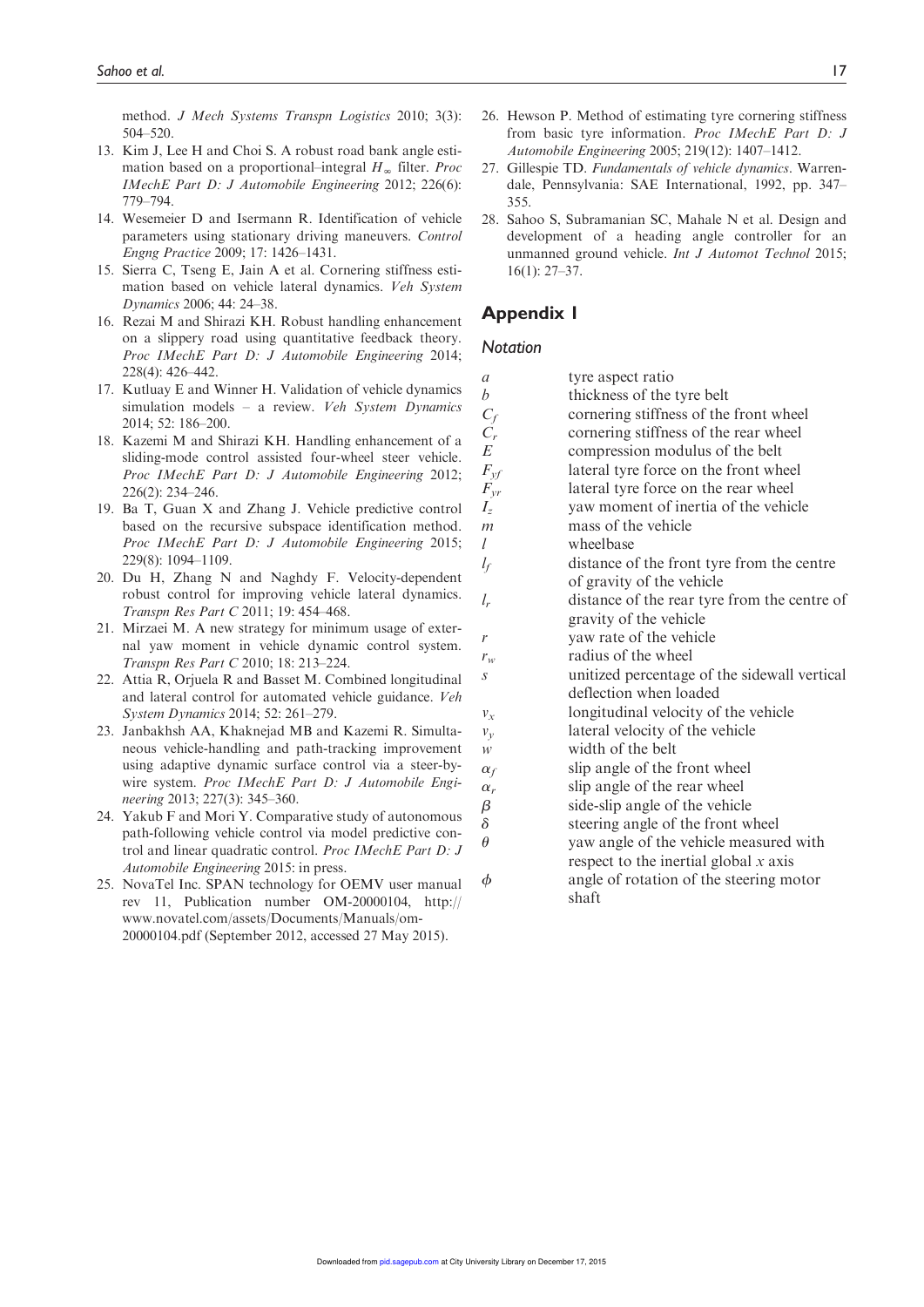method. *J Mech Systems Transpn Logistics* 2010; 3(3): 504–520.

13. Kim J, Lee H and Choi S. A robust road bank angle estimation based on a proportional–integral $H_\infty$ filter. *Proc IMechE Part D: J Automobile Engineering* 2012; 226(6): 779–794.
14. Wesemeier D and Isermann R. Identification of vehicle parameters using stationary driving maneuvers. *Control Engng Practice* 2009; 17: 1426–1431.
15. Sierra C, Tseng E, Jain A et al. Cornering stiffness estimation based on vehicle lateral dynamics. *Veh System Dynamics* 2006; 44: 24–38.
16. Rezai M and Shirazi KH. Robust handling enhancement on a slippery road using quantitative feedback theory. *Proc IMechE Part D: J Automobile Engineering* 2014; 228(4): 426–442.
17. Kutluay E and Winner H. Validation of vehicle dynamics simulation models – a review. *Veh System Dynamics* 2014; 52: 186–200.
18. Kazemi M and Shirazi KH. Handling enhancement of a sliding-mode control assisted four-wheel steer vehicle. *Proc IMechE Part D: J Automobile Engineering* 2012; 226(2): 234–246.
19. Ba T, Guan X and Zhang J. Vehicle predictive control based on the recursive subspace identification method. *Proc IMechE Part D: J Automobile Engineering* 2015; 229(8): 1094–1109.
20. Du H, Zhang N and Naghdy F. Velocity-dependent robust control for improving vehicle lateral dynamics. *Transpn Res Part C* 2011; 19: 454–468.
21. Mirzaei M. A new strategy for minimum usage of external yaw moment in vehicle dynamic control system. *Transpn Res Part C* 2010; 18: 213–224.
22. Attia R, Orjuela R and Basset M. Combined longitudinal and lateral control for automated vehicle guidance. *Veh System Dynamics* 2014; 52: 261–279.
23. Janbakhsh AA, Khaknejad MB and Kazemi R. Simultaneous vehicle-handling and path-tracking improvement using adaptive dynamic surface control via a steer-by-wire system. *Proc IMechE Part D: J Automobile Engineering* 2013; 227(3): 345–360.
24. Yakub F and Mori Y. Comparative study of autonomous path-following vehicle control via model predictive control and linear quadratic control. *Proc IMechE Part D: J Automobile Engineering* 2015: in press.
25. NovaTel Inc. SPAN technology for OEMV user manual rev 11, Publication number OM-20000104, http://www.novatel.com/assets/Documents/Manuals/om-20000104.pdf (September 2012, accessed 27 May 2015).
26. Hewson P. Method of estimating tyre cornering stiffness from basic tyre information. *Proc IMechE Part D: J Automobile Engineering* 2005; 219(12): 1407–1412.
27. Gillespie TD. *Fundamentals of vehicle dynamics*. Warrendale, Pennsylvania: SAE International, 1992, pp. 347–355.
28. Sahoo S, Subramanian SC, Mahale N et al. Design and development of a heading angle controller for an unmanned ground vehicle. *Int J Automot Technol* 2015; 16(1): 27–37.

## Appendix 1

### Notation

| | |
|---|---|
| $a$ | tyre aspect ratio |
| $b$ | thickness of the tyre belt |
| $C_f$ | cornering stiffness of the front wheel |
| $C_r$ | cornering stiffness of the rear wheel |
| $E$ | compression modulus of the belt |
| $F_{yf}$ | lateral tyre force on the front wheel |
| $F_{yr}$ | lateral tyre force on the rear wheel |
| $I_z$ | yaw moment of inertia of the vehicle |
| $m$ | mass of the vehicle |
| $l$ | wheelbase |
| $l_f$ | distance of the front tyre from the centre of gravity of the vehicle |
| $l_r$ | distance of the rear tyre from the centre of gravity of the vehicle |
| $r$ | yaw rate of the vehicle |
| $r_w$ | radius of the wheel |
| $s$ | unitized percentage of the sidewall vertical deflection when loaded |
| $v_x$ | longitudinal velocity of the vehicle |
| $v_y$ | lateral velocity of the vehicle |
| $w$ | width of the belt |
| $\alpha_f$ | slip angle of the front wheel |
| $\alpha_r$ | slip angle of the rear wheel |
| $\beta$ | side-slip angle of the vehicle |
| $\delta$ | steering angle of the front wheel |
| $\theta$ | yaw angle of the vehicle measured with respect to the inertial global $x$ axis |
| $\phi$ | angle of rotation of the steering motor shaft |